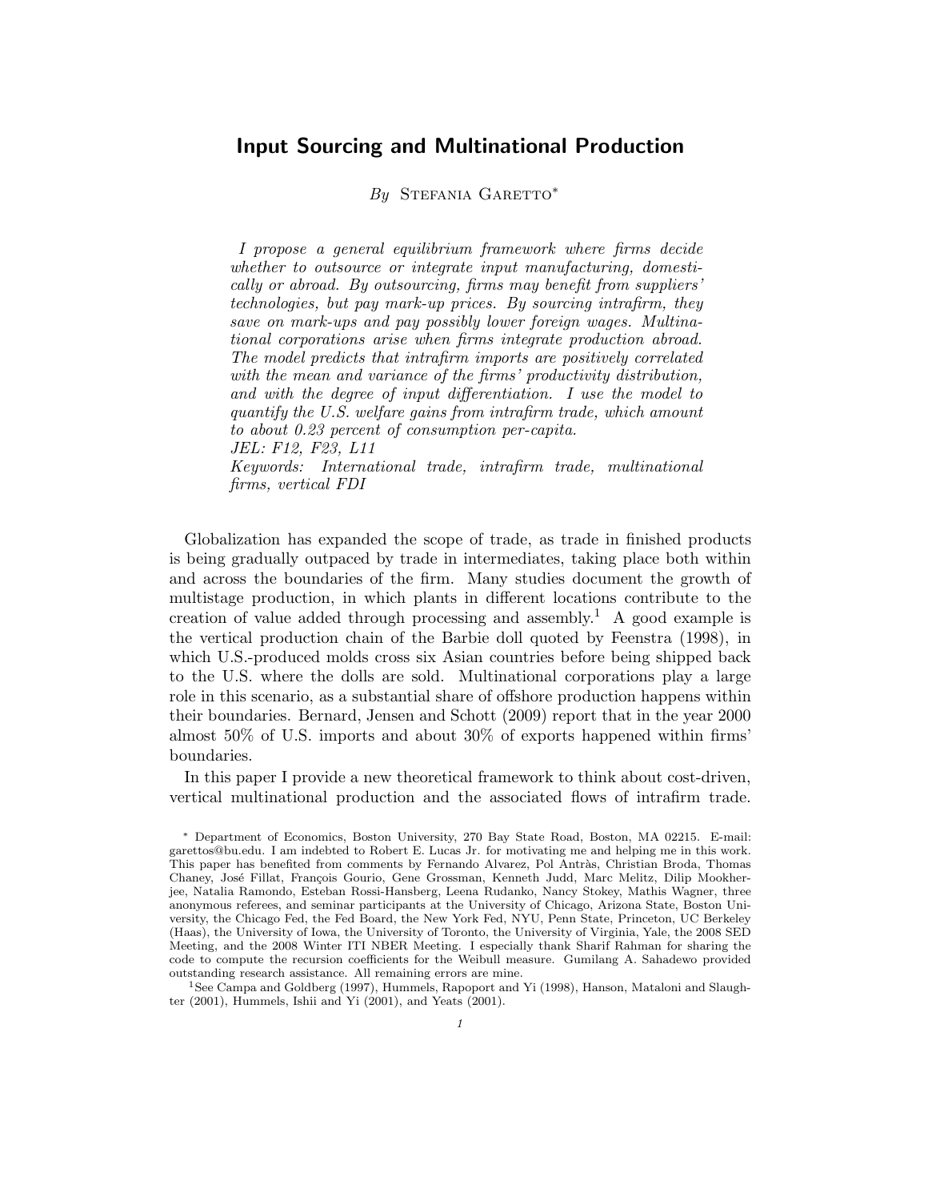# Input Sourcing and Multinational Production

*By* Stefania Garetto*

*I propose a general equilibrium framework where firms decide whether to outsource or integrate input manufacturing, domestically or abroad. By outsourcing, firms may benefit from suppliers' technologies, but pay mark-up prices. By sourcing intrafirm, they save on mark-ups and pay possibly lower foreign wages. Multinational corporations arise when firms integrate production abroad. The model predicts that intrafirm imports are positively correlated with the mean and variance of the firms' productivity distribution, and with the degree of input differentiation. I use the model to quantify the U.S. welfare gains from intrafirm trade, which amount to about 0.23 percent of consumption per-capita.*
*JEL: F12, F23, L11*
*Keywords: International trade, intrafirm trade, multinational firms, vertical FDI*

Globalization has expanded the scope of trade, as trade in finished products is being gradually outpaced by trade in intermediates, taking place both within and across the boundaries of the firm. Many studies document the growth of multistage production, in which plants in different locations contribute to the creation of value added through processing and assembly.[1] A good example is the vertical production chain of the Barbie doll quoted by Feenstra (1998), in which U.S.-produced molds cross six Asian countries before being shipped back to the U.S. where the dolls are sold. Multinational corporations play a large role in this scenario, as a substantial share of offshore production happens within their boundaries. Bernard, Jensen and Schott (2009) report that in the year 2000 almost 50% of U.S. imports and about 30% of exports happened within firms' boundaries.

In this paper I provide a new theoretical framework to think about cost-driven, vertical multinational production and the associated flows of intrafirm trade.

* Department of Economics, Boston University, 270 Bay State Road, Boston, MA 02215. E-mail: garettos@bu.edu. I am indebted to Robert E. Lucas Jr. for motivating me and helping me in this work. This paper has benefited from comments by Fernando Alvarez, Pol Antràs, Christian Broda, Thomas Chaney, José Fillat, François Gourio, Gene Grossman, Kenneth Judd, Marc Melitz, Dilip Mookherjee, Natalia Ramondo, Esteban Rossi-Hansberg, Leena Rudanko, Nancy Stokey, Mathis Wagner, three anonymous referees, and seminar participants at the University of Chicago, Arizona State, Boston University, the Chicago Fed, the Fed Board, the New York Fed, NYU, Penn State, Princeton, UC Berkeley (Haas), the University of Iowa, the University of Toronto, the University of Virginia, Yale, the 2008 SED Meeting, and the 2008 Winter ITI NBER Meeting. I especially thank Sharif Rahman for sharing the code to compute the recursion coefficients for the Weibull measure. Gumilang A. Sahadewo provided outstanding research assistance. All remaining errors are mine.

[1] See Campa and Goldberg (1997), Hummels, Rapoport and Yi (1998), Hanson, Mataloni and Slaughter (2001), Hummels, Ishii and Yi (2001), and Yeats (2001).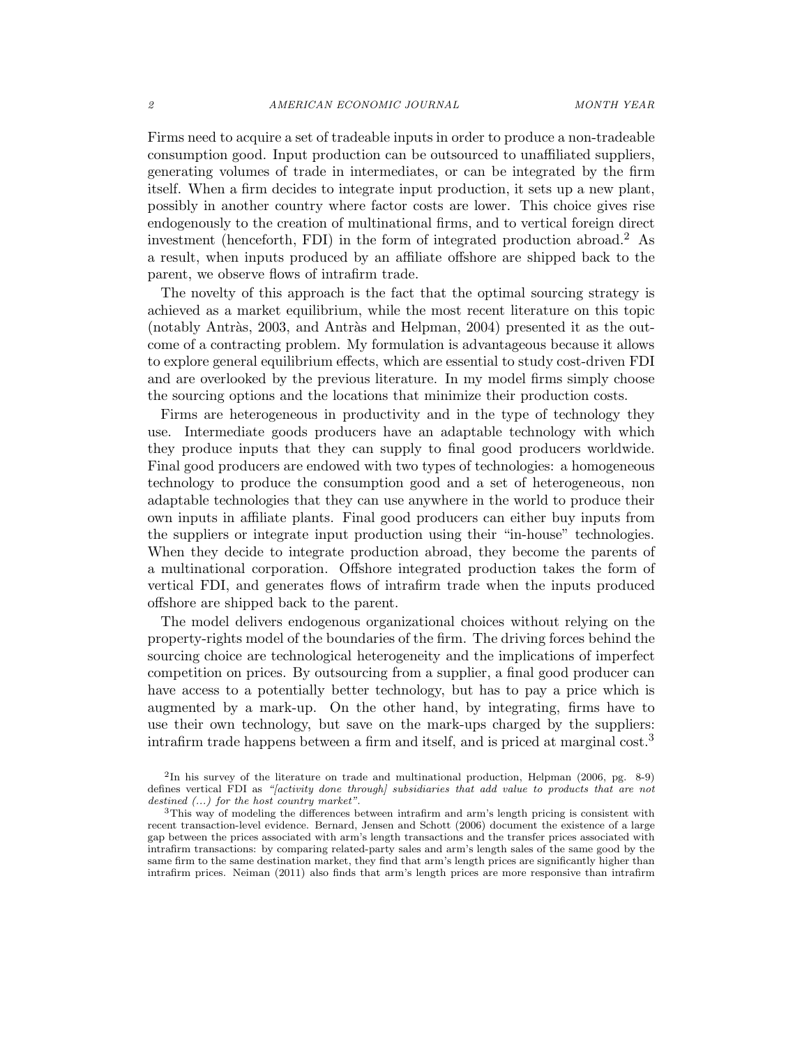Firms need to acquire a set of tradeable inputs in order to produce a non-tradeable consumption good. Input production can be outsourced to unaffiliated suppliers, generating volumes of trade in intermediates, or can be integrated by the firm itself. When a firm decides to integrate input production, it sets up a new plant, possibly in another country where factor costs are lower. This choice gives rise endogenously to the creation of multinational firms, and to vertical foreign direct investment (henceforth, FDI) in the form of integrated production abroad.[2] As a result, when inputs produced by an affiliate offshore are shipped back to the parent, we observe flows of intrafirm trade.

The novelty of this approach is the fact that the optimal sourcing strategy is achieved as a market equilibrium, while the most recent literature on this topic (notably Antràs, 2003, and Antràs and Helpman, 2004) presented it as the outcome of a contracting problem. My formulation is advantageous because it allows to explore general equilibrium effects, which are essential to study cost-driven FDI and are overlooked by the previous literature. In my model firms simply choose the sourcing options and the locations that minimize their production costs.

Firms are heterogeneous in productivity and in the type of technology they use. Intermediate goods producers have an adaptable technology with which they produce inputs that they can supply to final good producers worldwide. Final good producers are endowed with two types of technologies: a homogeneous technology to produce the consumption good and a set of heterogeneous, non adaptable technologies that they can use anywhere in the world to produce their own inputs in affiliate plants. Final good producers can either buy inputs from the suppliers or integrate input production using their "in-house" technologies. When they decide to integrate production abroad, they become the parents of a multinational corporation. Offshore integrated production takes the form of vertical FDI, and generates flows of intrafirm trade when the inputs produced offshore are shipped back to the parent.

The model delivers endogenous organizational choices without relying on the property-rights model of the boundaries of the firm. The driving forces behind the sourcing choice are technological heterogeneity and the implications of imperfect competition on prices. By outsourcing from a supplier, a final good producer can have access to a potentially better technology, but has to pay a price which is augmented by a mark-up. On the other hand, by integrating, firms have to use their own technology, but save on the mark-ups charged by the suppliers: intrafirm trade happens between a firm and itself, and is priced at marginal cost.[3]

[2] In his survey of the literature on trade and multinational production, Helpman (2006, pg. 8-9) defines vertical FDI as *"[activity done through] subsidiaries that add value to products that are not destined (...) for the host country market"*.

[3] This way of modeling the differences between intrafirm and arm's length pricing is consistent with recent transaction-level evidence. Bernard, Jensen and Schott (2006) document the existence of a large gap between the prices associated with arm's length transactions and the transfer prices associated with intrafirm transactions: by comparing related-party sales and arm's length sales of the same good by the same firm to the same destination market, they find that arm's length prices are significantly higher than intrafirm prices. Neiman (2011) also finds that arm's length prices are more responsive than intrafirm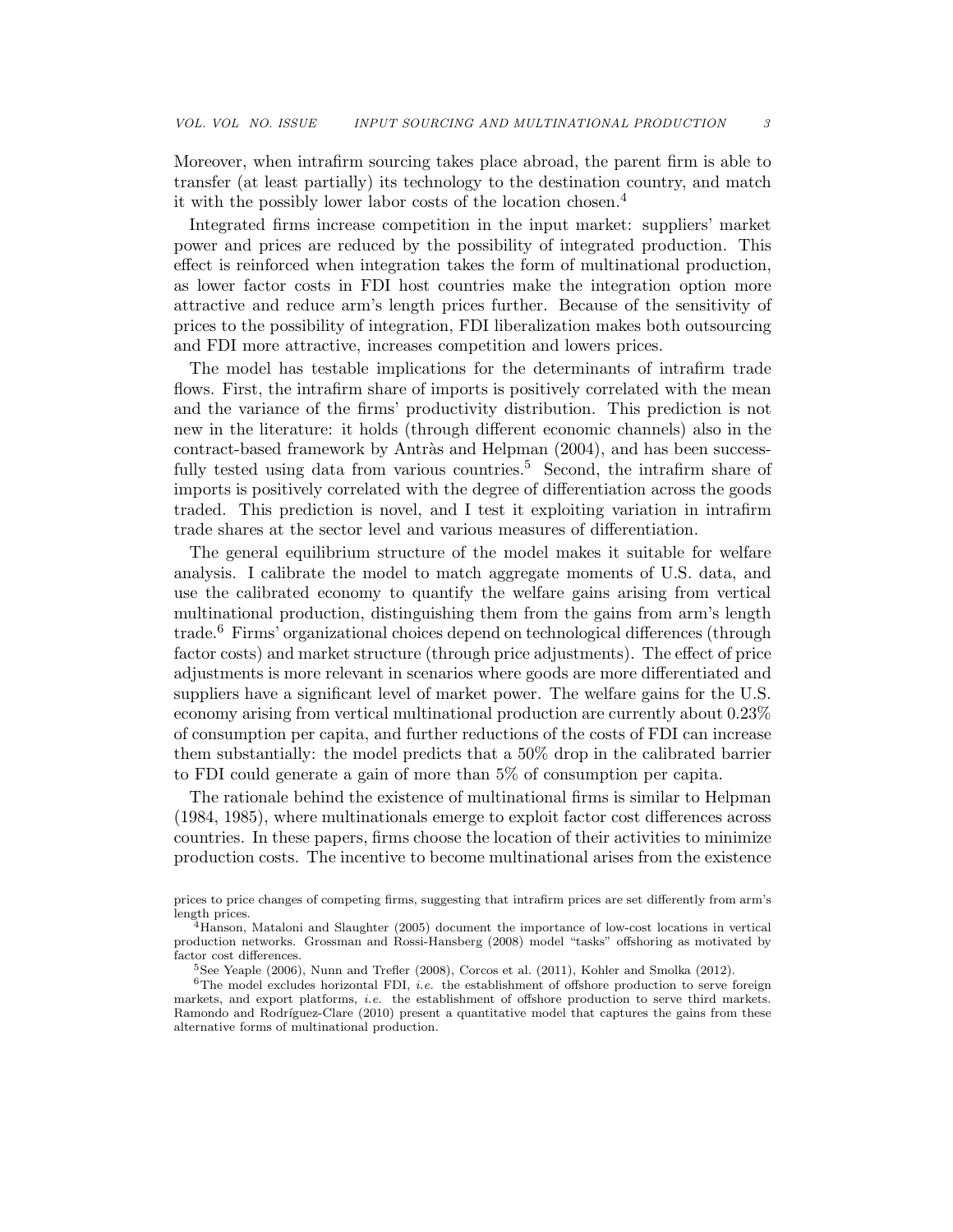Moreover, when intrafirm sourcing takes place abroad, the parent firm is able to transfer (at least partially) its technology to the destination country, and match it with the possibly lower labor costs of the location chosen.[4]

Integrated firms increase competition in the input market: suppliers' market power and prices are reduced by the possibility of integrated production. This effect is reinforced when integration takes the form of multinational production, as lower factor costs in FDI host countries make the integration option more attractive and reduce arm's length prices further. Because of the sensitivity of prices to the possibility of integration, FDI liberalization makes both outsourcing and FDI more attractive, increases competition and lowers prices.

The model has testable implications for the determinants of intrafirm trade flows. First, the intrafirm share of imports is positively correlated with the mean and the variance of the firms' productivity distribution. This prediction is not new in the literature: it holds (through different economic channels) also in the contract-based framework by Antràs and Helpman (2004), and has been successfully tested using data from various countries.[5] Second, the intrafirm share of imports is positively correlated with the degree of differentiation across the goods traded. This prediction is novel, and I test it exploiting variation in intrafirm trade shares at the sector level and various measures of differentiation.

The general equilibrium structure of the model makes it suitable for welfare analysis. I calibrate the model to match aggregate moments of U.S. data, and use the calibrated economy to quantify the welfare gains arising from vertical multinational production, distinguishing them from the gains from arm's length trade.[6] Firms' organizational choices depend on technological differences (through factor costs) and market structure (through price adjustments). The effect of price adjustments is more relevant in scenarios where goods are more differentiated and suppliers have a significant level of market power. The welfare gains for the U.S. economy arising from vertical multinational production are currently about 0.23% of consumption per capita, and further reductions of the costs of FDI can increase them substantially: the model predicts that a 50% drop in the calibrated barrier to FDI could generate a gain of more than 5% of consumption per capita.

The rationale behind the existence of multinational firms is similar to Helpman (1984, 1985), where multinationals emerge to exploit factor cost differences across countries. In these papers, firms choose the location of their activities to minimize production costs. The incentive to become multinational arises from the existence

prices to price changes of competing firms, suggesting that intrafirm prices are set differently from arm's length prices.

[4] Hanson, Mataloni and Slaughter (2005) document the importance of low-cost locations in vertical production networks. Grossman and Rossi-Hansberg (2008) model "tasks" offshoring as motivated by factor cost differences.

[5] See Yeaple (2006), Nunn and Trefler (2008), Corcos et al. (2011), Kohler and Smolka (2012).

[6] The model excludes horizontal FDI, *i.e.* the establishment of offshore production to serve foreign markets, and export platforms, *i.e.* the establishment of offshore production to serve third markets. Ramondo and Rodríguez-Clare (2010) present a quantitative model that captures the gains from these alternative forms of multinational production.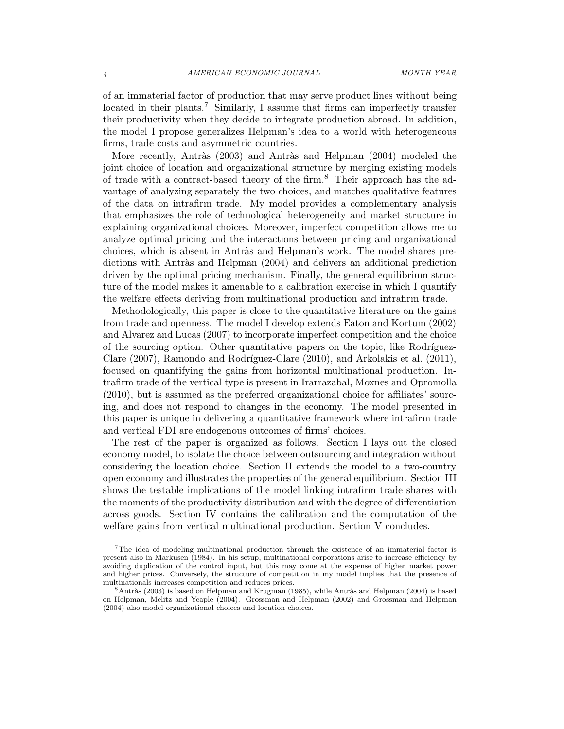of an immaterial factor of production that may serve product lines without being located in their plants.[7] Similarly, I assume that firms can imperfectly transfer their productivity when they decide to integrate production abroad. In addition, the model I propose generalizes Helpman's idea to a world with heterogeneous firms, trade costs and asymmetric countries.

More recently, Antràs (2003) and Antràs and Helpman (2004) modeled the joint choice of location and organizational structure by merging existing models of trade with a contract-based theory of the firm.[8] Their approach has the advantage of analyzing separately the two choices, and matches qualitative features of the data on intrafirm trade. My model provides a complementary analysis that emphasizes the role of technological heterogeneity and market structure in explaining organizational choices. Moreover, imperfect competition allows me to analyze optimal pricing and the interactions between pricing and organizational choices, which is absent in Antràs and Helpman's work. The model shares predictions with Antràs and Helpman (2004) and delivers an additional prediction driven by the optimal pricing mechanism. Finally, the general equilibrium structure of the model makes it amenable to a calibration exercise in which I quantify the welfare effects deriving from multinational production and intrafirm trade.

Methodologically, this paper is close to the quantitative literature on the gains from trade and openness. The model I develop extends Eaton and Kortum (2002) and Alvarez and Lucas (2007) to incorporate imperfect competition and the choice of the sourcing option. Other quantitative papers on the topic, like Rodríguez-Clare (2007), Ramondo and Rodríguez-Clare (2010), and Arkolakis et al. (2011), focused on quantifying the gains from horizontal multinational production. Intrafirm trade of the vertical type is present in Irarrazabal, Moxnes and Opromolla (2010), but is assumed as the preferred organizational choice for affiliates' sourcing, and does not respond to changes in the economy. The model presented in this paper is unique in delivering a quantitative framework where intrafirm trade and vertical FDI are endogenous outcomes of firms' choices.

The rest of the paper is organized as follows. Section I lays out the closed economy model, to isolate the choice between outsourcing and integration without considering the location choice. Section II extends the model to a two-country open economy and illustrates the properties of the general equilibrium. Section III shows the testable implications of the model linking intrafirm trade shares with the moments of the productivity distribution and with the degree of differentiation across goods. Section IV contains the calibration and the computation of the welfare gains from vertical multinational production. Section V concludes.

[7] The idea of modeling multinational production through the existence of an immaterial factor is present also in Markusen (1984). In his setup, multinational corporations arise to increase efficiency by avoiding duplication of the control input, but this may come at the expense of higher market power and higher prices. Conversely, the structure of competition in my model implies that the presence of multinationals increases competition and reduces prices.

[8] Antràs (2003) is based on Helpman and Krugman (1985), while Antràs and Helpman (2004) is based on Helpman, Melitz and Yeaple (2004). Grossman and Helpman (2002) and Grossman and Helpman (2004) also model organizational choices and location choices.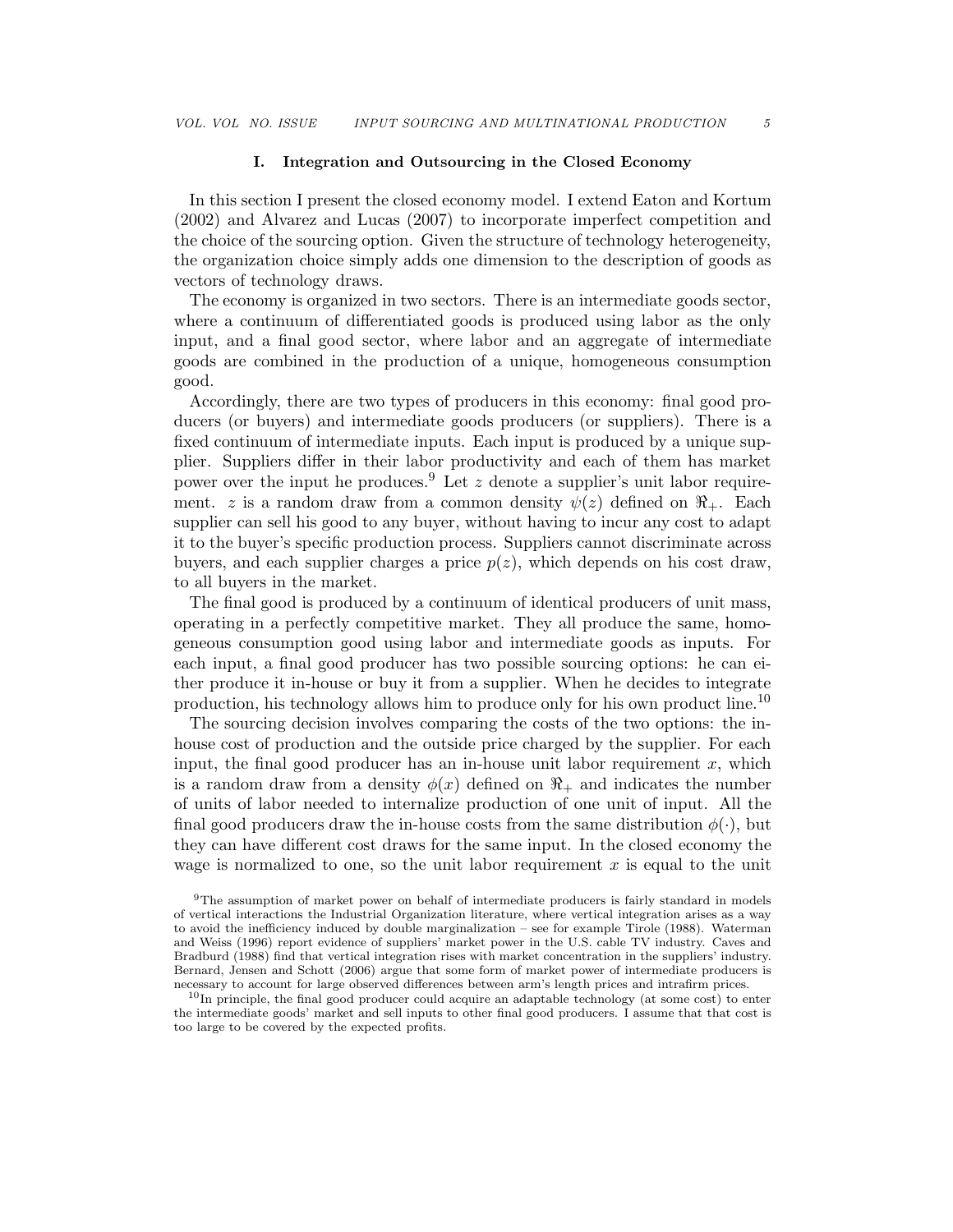## I. Integration and Outsourcing in the Closed Economy

In this section I present the closed economy model. I extend Eaton and Kortum (2002) and Alvarez and Lucas (2007) to incorporate imperfect competition and the choice of the sourcing option. Given the structure of technology heterogeneity, the organization choice simply adds one dimension to the description of goods as vectors of technology draws.

The economy is organized in two sectors. There is an intermediate goods sector, where a continuum of differentiated goods is produced using labor as the only input, and a final good sector, where labor and an aggregate of intermediate goods are combined in the production of a unique, homogeneous consumption good.

Accordingly, there are two types of producers in this economy: final good producers (or buyers) and intermediate goods producers (or suppliers). There is a fixed continuum of intermediate inputs. Each input is produced by a unique supplier. Suppliers differ in their labor productivity and each of them has market power over the input he produces.[9] Let $z$ denote a supplier's unit labor requirement. $z$ is a random draw from a common density $\psi(z)$ defined on $\Re_+$. Each supplier can sell his good to any buyer, without having to incur any cost to adapt it to the buyer's specific production process. Suppliers cannot discriminate across buyers, and each supplier charges a price $p(z)$, which depends on his cost draw, to all buyers in the market.

The final good is produced by a continuum of identical producers of unit mass, operating in a perfectly competitive market. They all produce the same, homogeneous consumption good using labor and intermediate goods as inputs. For each input, a final good producer has two possible sourcing options: he can either produce it in-house or buy it from a supplier. When he decides to integrate production, his technology allows him to produce only for his own product line.[10]

The sourcing decision involves comparing the costs of the two options: the in-house cost of production and the outside price charged by the supplier. For each input, the final good producer has an in-house unit labor requirement $x$, which is a random draw from a density $\phi(x)$ defined on $\Re_+$ and indicates the number of units of labor needed to internalize production of one unit of input. All the final good producers draw the in-house costs from the same distribution $\phi(\cdot)$, but they can have different cost draws for the same input. In the closed economy the wage is normalized to one, so the unit labor requirement $x$ is equal to the unit

[9] The assumption of market power on behalf of intermediate producers is fairly standard in models of vertical interactions the Industrial Organization literature, where vertical integration arises as a way to avoid the inefficiency induced by double marginalization – see for example Tirole (1988). Waterman and Weiss (1996) report evidence of suppliers' market power in the U.S. cable TV industry. Caves and Bradburd (1988) find that vertical integration rises with market concentration in the suppliers' industry. Bernard, Jensen and Schott (2006) argue that some form of market power of intermediate producers is necessary to account for large observed differences between arm's length prices and intrafirm prices.

[10] In principle, the final good producer could acquire an adaptable technology (at some cost) to enter the intermediate goods' market and sell inputs to other final good producers. I assume that that cost is too large to be covered by the expected profits.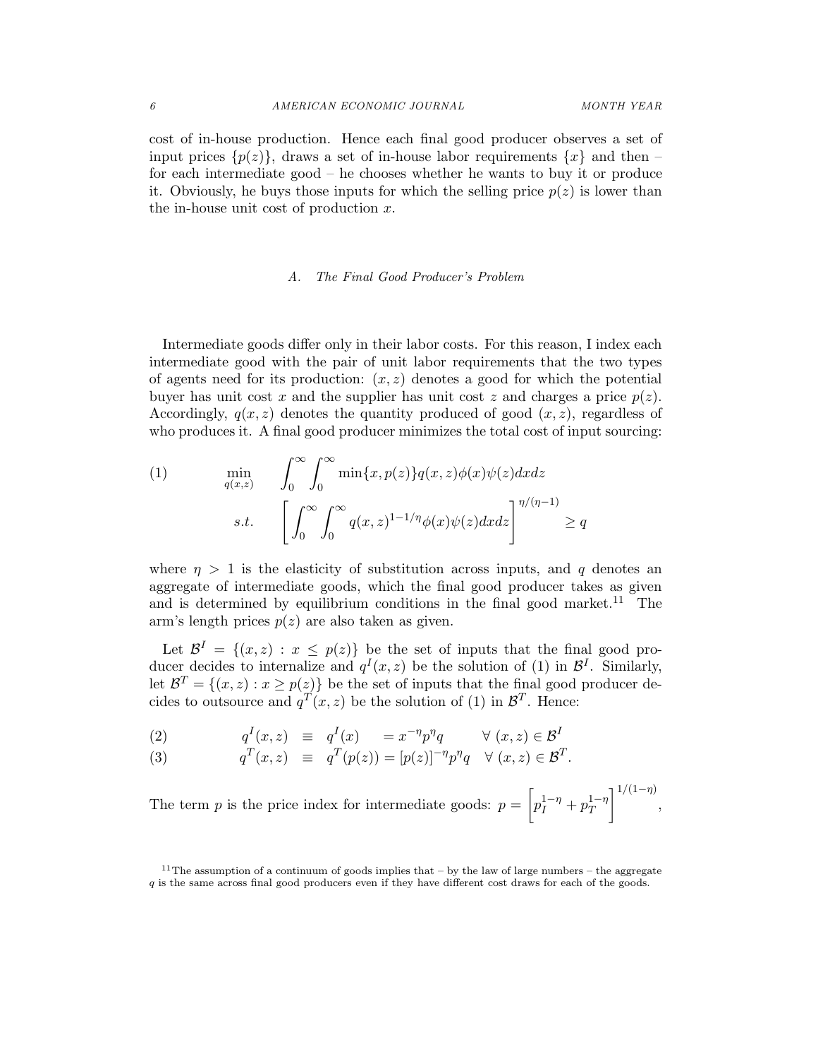cost of in-house production. Hence each final good producer observes a set of input prices $\{p(z)\}$, draws a set of in-house labor requirements $\{x\}$ and then – for each intermediate good – he chooses whether he wants to buy it or produce it. Obviously, he buys those inputs for which the selling price $p(z)$ is lower than the in-house unit cost of production $x$.

### A. *The Final Good Producer's Problem*

Intermediate goods differ only in their labor costs. For this reason, I index each intermediate good with the pair of unit labor requirements that the two types of agents need for its production: $(x, z)$ denotes a good for which the potential buyer has unit cost $x$ and the supplier has unit cost $z$ and charges a price $p(z)$. Accordingly, $q(x, z)$ denotes the quantity produced of good $(x, z)$, regardless of who produces it. A final good producer minimizes the total cost of input sourcing:

$$
\begin{aligned}
(1) \qquad & \min_{q(x,z)} \quad \int_0^\infty \int_0^\infty \min\{x, p(z)\} q(x, z)\phi(x)\psi(z)dxdz \\
& \quad s.t. \quad \left[ \int_0^\infty \int_0^\infty q(x, z)^{1-1/\eta}\phi(x)\psi(z)dxdz \right]^{\eta/(\eta-1)} \geq q
\end{aligned}
$$

where $\eta > 1$ is the elasticity of substitution across inputs, and $q$ denotes an aggregate of intermediate goods, which the final good producer takes as given and is determined by equilibrium conditions in the final good market.[11] The arm's length prices $p(z)$ are also taken as given.

Let $\mathcal{B}^I = \{(x, z) : x \leq p(z)\}$ be the set of inputs that the final good producer decides to internalize and $q^I(x, z)$ be the solution of (1) in $\mathcal{B}^I$. Similarly, let $\mathcal{B}^T = \{(x, z) : x \geq p(z)\}$ be the set of inputs that the final good producer decides to outsource and $q^T(x, z)$ be the solution of (1) in $\mathcal{B}^T$. Hence:

$$
\begin{aligned}
(2) \qquad & q^I(x, z) \equiv q^I(x) \quad = x^{-\eta}p^\eta q \qquad \forall\ (x, z) \in \mathcal{B}^I \\
(3) \qquad & q^T(x, z) \equiv q^T(p(z)) = [p(z)]^{-\eta}p^\eta q \quad \forall\ (x, z) \in \mathcal{B}^T.
\end{aligned}
$$

The term $p$ is the price index for intermediate goods: $p = \left[ p_I^{1-\eta} + p_T^{1-\eta} \right]^{1/(1-\eta)}$,

[11] The assumption of a continuum of goods implies that – by the law of large numbers – the aggregate $q$ is the same across final good producers even if they have different cost draws for each of the goods.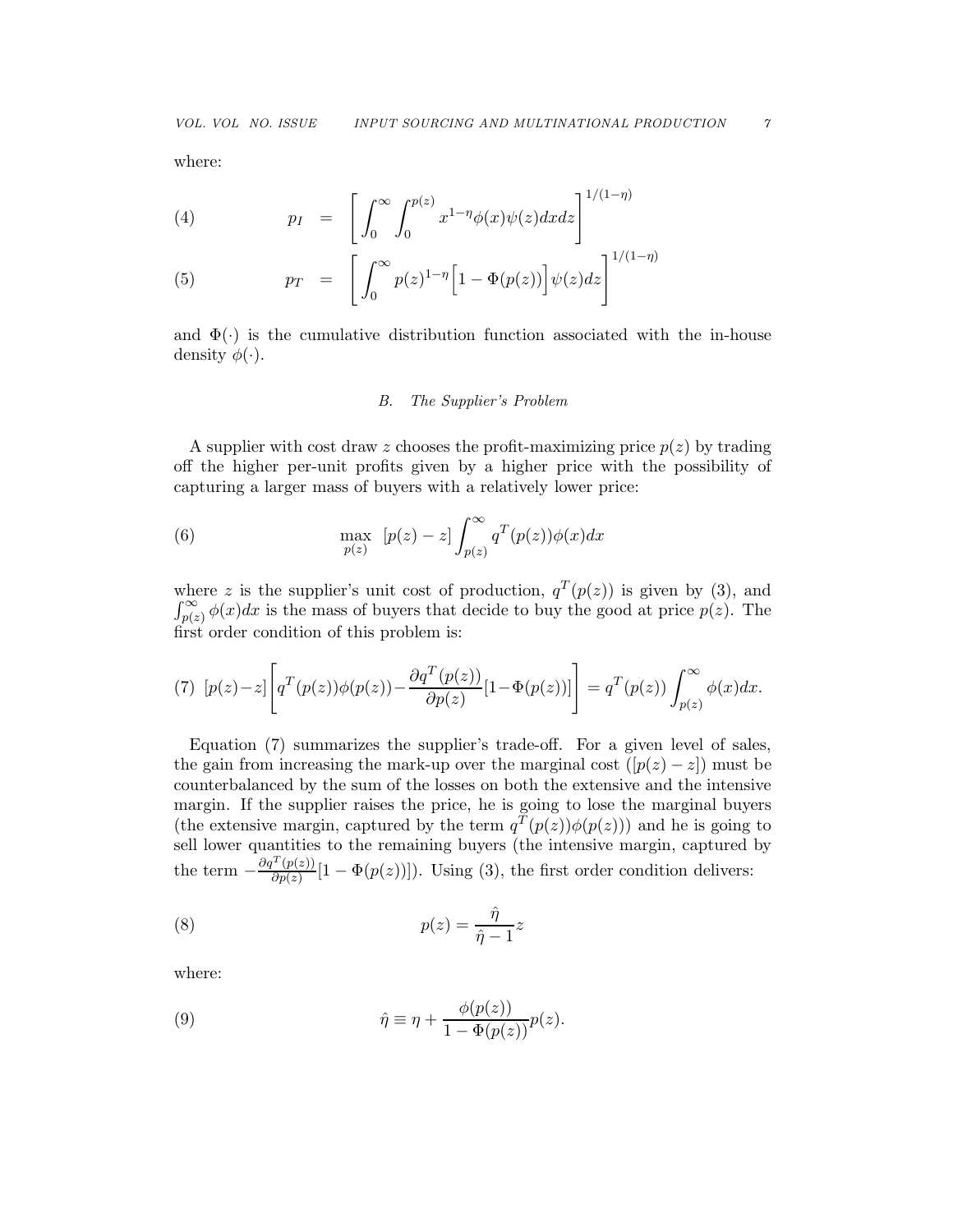where:

$$p_I = \left[ \int_0^\infty \int_0^{p(z)} x^{1-\eta} \phi(x) \psi(z) dx dz \right]^{1/(1-\eta)} \tag{4}$$

$$p_T = \left[ \int_0^\infty p(z)^{1-\eta} \Big[ 1 - \Phi(p(z)) \Big] \psi(z) dz \right]^{1/(1-\eta)} \tag{5}$$

and $\Phi(\cdot)$ is the cumulative distribution function associated with the in-house density $\phi(\cdot)$.

### *B. The Supplier's Problem*

A supplier with cost draw $z$ chooses the profit-maximizing price $p(z)$ by trading off the higher per-unit profits given by a higher price with the possibility of capturing a larger mass of buyers with a relatively lower price:

$$\max_{p(z)} \; [p(z) - z] \int_{p(z)}^\infty q^T(p(z)) \phi(x) dx \tag{6}$$

where $z$ is the supplier's unit cost of production, $q^T(p(z))$ is given by (3), and $\int_{p(z)}^\infty \phi(x) dx$ is the mass of buyers that decide to buy the good at price $p(z)$. The first order condition of this problem is:

$$[p(z)-z] \left[ q^T(p(z)) \phi(p(z)) - \frac{\partial q^T(p(z))}{\partial p(z)} [1 - \Phi(p(z))] \right] = q^T(p(z)) \int_{p(z)}^\infty \phi(x) dx. \tag{7}$$

Equation (7) summarizes the supplier's trade-off. For a given level of sales, the gain from increasing the mark-up over the marginal cost ($[p(z) - z]$) must be counterbalanced by the sum of the losses on both the extensive and the intensive margin. If the supplier raises the price, he is going to lose the marginal buyers (the extensive margin, captured by the term $q^T(p(z))\phi(p(z))$) and he is going to sell lower quantities to the remaining buyers (the intensive margin, captured by the term $-\frac{\partial q^T(p(z))}{\partial p(z)}[1 - \Phi(p(z))]$). Using (3), the first order condition delivers:

$$p(z) = \frac{\hat{\eta}}{\hat{\eta} - 1} z \tag{8}$$

where:

$$\hat{\eta} \equiv \eta + \frac{\phi(p(z))}{1 - \Phi(p(z))} p(z). \tag{9}$$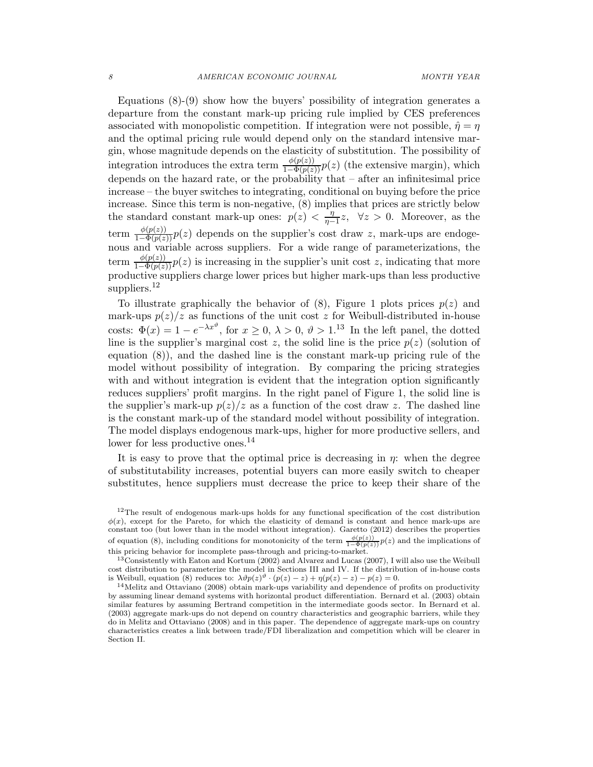Equations (8)-(9) show how the buyers' possibility of integration generates a departure from the constant mark-up pricing rule implied by CES preferences associated with monopolistic competition. If integration were not possible, $\hat{\eta} = \eta$ and the optimal pricing rule would depend only on the standard intensive margin, whose magnitude depends on the elasticity of substitution. The possibility of integration introduces the extra term $\frac{\phi(p(z))}{1-\Phi(p(z))}p(z)$ (the extensive margin), which depends on the hazard rate, or the probability that – after an infinitesimal price increase – the buyer switches to integrating, conditional on buying before the price increase. Since this term is non-negative, (8) implies that prices are strictly below the standard constant mark-up ones: $p(z) < \frac{\eta}{\eta-1}z, \ \ \forall z > 0$. Moreover, as the term $\frac{\phi(p(z))}{1-\Phi(p(z))}p(z)$ depends on the supplier's cost draw $z$, mark-ups are endogenous and variable across suppliers. For a wide range of parameterizations, the term $\frac{\phi(p(z))}{1-\Phi(p(z))}p(z)$ is increasing in the supplier's unit cost $z$, indicating that more productive suppliers charge lower prices but higher mark-ups than less productive suppliers.[12]

To illustrate graphically the behavior of (8), Figure 1 plots prices $p(z)$ and mark-ups $p(z)/z$ as functions of the unit cost $z$ for Weibull-distributed in-house costs: $\Phi(x) = 1 - e^{-\lambda x^{\vartheta}}$, for $x \geq 0$, $\lambda > 0$, $\vartheta > 1$.[13] In the left panel, the dotted line is the supplier's marginal cost $z$, the solid line is the price $p(z)$ (solution of equation (8)), and the dashed line is the constant mark-up pricing rule of the model without possibility of integration. By comparing the pricing strategies with and without integration is evident that the integration option significantly reduces suppliers' profit margins. In the right panel of Figure 1, the solid line is the supplier's mark-up $p(z)/z$ as a function of the cost draw $z$. The dashed line is the constant mark-up of the standard model without possibility of integration. The model displays endogenous mark-ups, higher for more productive sellers, and lower for less productive ones.[14]

It is easy to prove that the optimal price is decreasing in $\eta$: when the degree of substitutability increases, potential buyers can more easily switch to cheaper substitutes, hence suppliers must decrease the price to keep their share of the

---

[12] The result of endogenous mark-ups holds for any functional specification of the cost distribution $\phi(x)$, except for the Pareto, for which the elasticity of demand is constant and hence mark-ups are constant too (but lower than in the model without integration). Garetto (2012) describes the properties of equation (8), including conditions for monotonicity of the term $\frac{\phi(p(z))}{1-\Phi(p(z))}p(z)$ and the implications of this pricing behavior for incomplete pass-through and pricing-to-market.

[13] Consistently with Eaton and Kortum (2002) and Alvarez and Lucas (2007), I will also use the Weibull cost distribution to parameterize the model in Sections III and IV. If the distribution of in-house costs is Weibull, equation (8) reduces to: $\lambda\vartheta p(z)^{\vartheta} \cdot (p(z) - z) + \eta(p(z) - z) - p(z) = 0$.

[14] Melitz and Ottaviano (2008) obtain mark-ups variability and dependence of profits on productivity by assuming linear demand systems with horizontal product differentiation. Bernard et al. (2003) obtain similar features by assuming Bertrand competition in the intermediate goods sector. In Bernard et al. (2003) aggregate mark-ups do not depend on country characteristics and geographic barriers, while they do in Melitz and Ottaviano (2008) and in this paper. The dependence of aggregate mark-ups on country characteristics creates a link between trade/FDI liberalization and competition which will be clearer in Section II.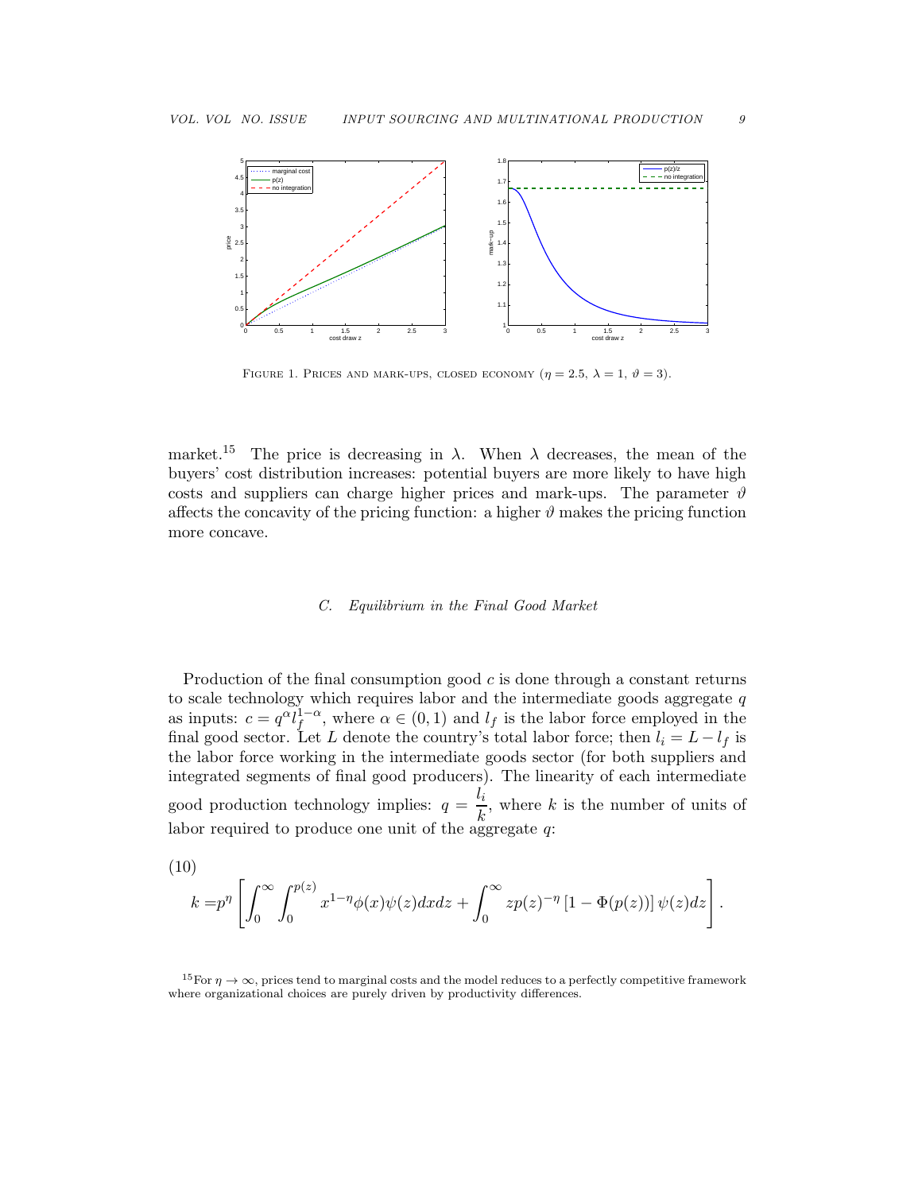FIGURE 1. PRICES AND MARK-UPS, CLOSED ECONOMY ($\eta = 2.5$, $\lambda = 1$, $\vartheta = 3$).

market.[15] The price is decreasing in $\lambda$. When $\lambda$ decreases, the mean of the buyers' cost distribution increases: potential buyers are more likely to have high costs and suppliers can charge higher prices and mark-ups. The parameter $\vartheta$ affects the concavity of the pricing function: a higher $\vartheta$ makes the pricing function more concave.

### C. *Equilibrium in the Final Good Market*

Production of the final consumption good $c$ is done through a constant returns to scale technology which requires labor and the intermediate goods aggregate $q$ as inputs: $c = q^{\alpha} l_f^{1-\alpha}$, where $\alpha \in (0, 1)$ and $l_f$ is the labor force employed in the final good sector. Let $L$ denote the country's total labor force; then $l_i = L - l_f$ is the labor force working in the intermediate goods sector (for both suppliers and integrated segments of final good producers). The linearity of each intermediate good production technology implies: $q = \dfrac{l_i}{k}$, where $k$ is the number of units of labor required to produce one unit of the aggregate $q$:

(10)
$$k = p^{\eta} \left[ \int_0^{\infty} \int_0^{p(z)} x^{1-\eta} \phi(x) \psi(z) dx dz + \int_0^{\infty} z p(z)^{-\eta} \left[1 - \Phi(p(z))\right] \psi(z) dz \right].$$

[15] For $\eta \to \infty$, prices tend to marginal costs and the model reduces to a perfectly competitive framework where organizational choices are purely driven by productivity differences.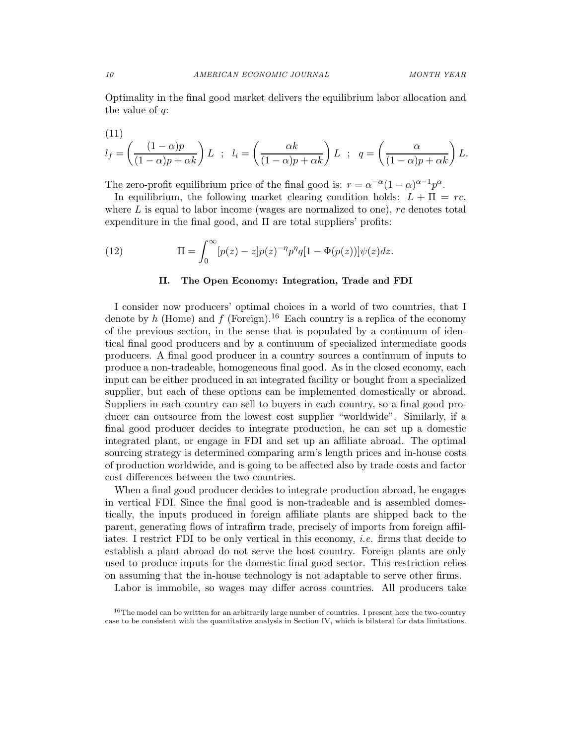Optimality in the final good market delivers the equilibrium labor allocation and the value of $q$:

(11)
$$l_f = \left(\frac{(1-\alpha)p}{(1-\alpha)p + \alpha k}\right) L \ \ ; \ \ l_i = \left(\frac{\alpha k}{(1-\alpha)p + \alpha k}\right) L \ \ ; \ \ q = \left(\frac{\alpha}{(1-\alpha)p + \alpha k}\right) L.$$

The zero-profit equilibrium price of the final good is: $r = \alpha^{-\alpha}(1-\alpha)^{\alpha-1}p^{\alpha}$.

In equilibrium, the following market clearing condition holds: $L + \Pi = rc$, where $L$ is equal to labor income (wages are normalized to one), $rc$ denotes total expenditure in the final good, and $\Pi$ are total suppliers' profits:

$$\Pi = \int_0^{\infty} [p(z) - z] p(z)^{-\eta} p^{\eta} q [1 - \Phi(p(z))] \psi(z) dz. \tag{12}$$

### II. The Open Economy: Integration, Trade and FDI

I consider now producers' optimal choices in a world of two countries, that I denote by $h$ (Home) and $f$ (Foreign).[16] Each country is a replica of the economy of the previous section, in the sense that is populated by a continuum of identical final good producers and by a continuum of specialized intermediate goods producers. A final good producer in a country sources a continuum of inputs to produce a non-tradeable, homogeneous final good. As in the closed economy, each input can be either produced in an integrated facility or bought from a specialized supplier, but each of these options can be implemented domestically or abroad. Suppliers in each country can sell to buyers in each country, so a final good producer can outsource from the lowest cost supplier "worldwide". Similarly, if a final good producer decides to integrate production, he can set up a domestic integrated plant, or engage in FDI and set up an affiliate abroad. The optimal sourcing strategy is determined comparing arm's length prices and in-house costs of production worldwide, and is going to be affected also by trade costs and factor cost differences between the two countries.

When a final good producer decides to integrate production abroad, he engages in vertical FDI. Since the final good is non-tradeable and is assembled domestically, the inputs produced in foreign affiliate plants are shipped back to the parent, generating flows of intrafirm trade, precisely of imports from foreign affiliates. I restrict FDI to be only vertical in this economy, *i.e.* firms that decide to establish a plant abroad do not serve the host country. Foreign plants are only used to produce inputs for the domestic final good sector. This restriction relies on assuming that the in-house technology is not adaptable to serve other firms.

Labor is immobile, so wages may differ across countries. All producers take

[16] The model can be written for an arbitrarily large number of countries. I present here the two-country case to be consistent with the quantitative analysis in Section IV, which is bilateral for data limitations.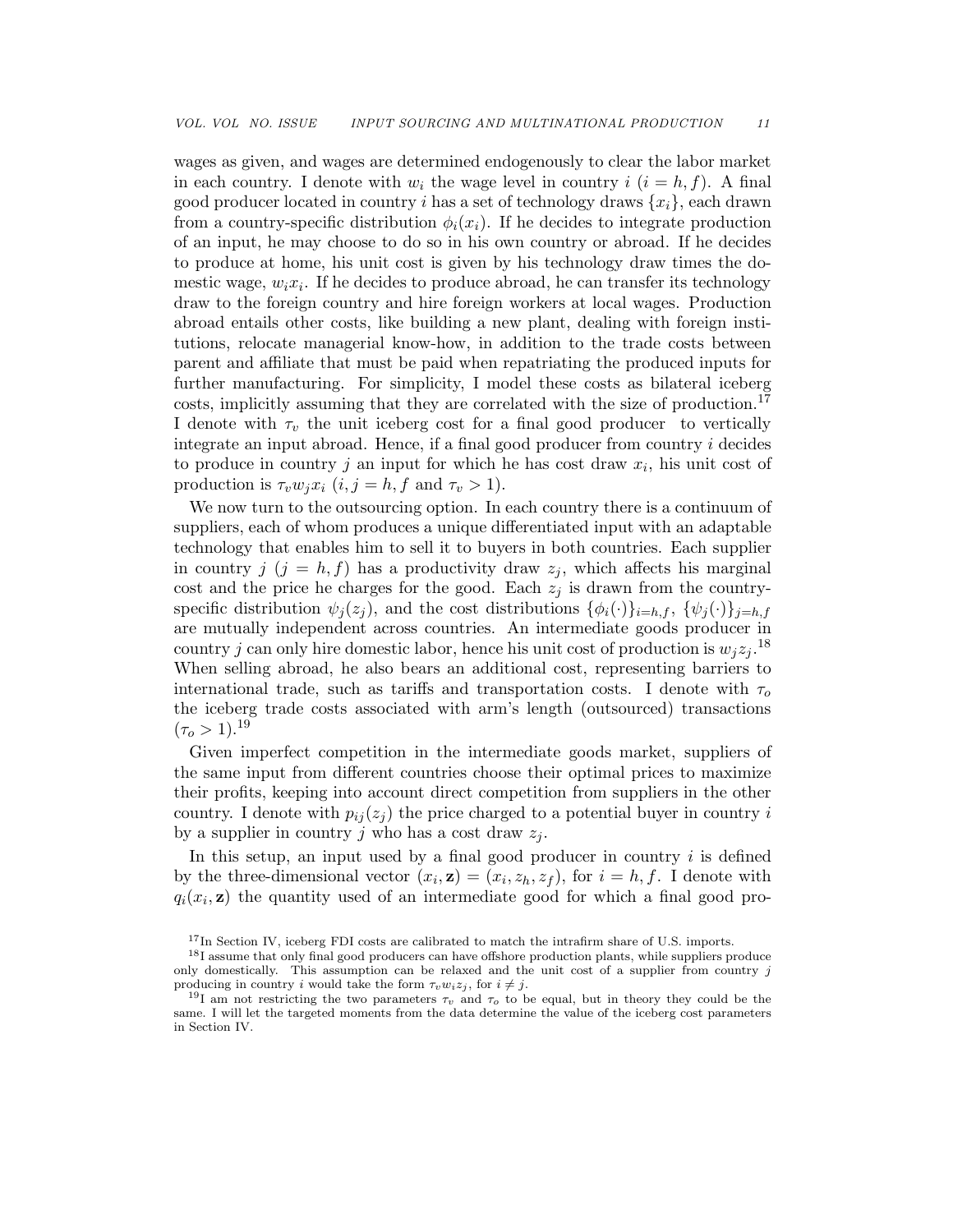wages as given, and wages are determined endogenously to clear the labor market in each country. I denote with $w_i$ the wage level in country $i$ ($i = h, f$). A final good producer located in country $i$ has a set of technology draws $\{x_i\}$, each drawn from a country-specific distribution $\phi_i(x_i)$. If he decides to integrate production of an input, he may choose to do so in his own country or abroad. If he decides to produce at home, his unit cost is given by his technology draw times the domestic wage, $w_i x_i$. If he decides to produce abroad, he can transfer its technology draw to the foreign country and hire foreign workers at local wages. Production abroad entails other costs, like building a new plant, dealing with foreign institutions, relocate managerial know-how, in addition to the trade costs between parent and affiliate that must be paid when repatriating the produced inputs for further manufacturing. For simplicity, I model these costs as bilateral iceberg costs, implicitly assuming that they are correlated with the size of production.[17] I denote with $\tau_v$ the unit iceberg cost for a final good producer to vertically integrate an input abroad. Hence, if a final good producer from country $i$ decides to produce in country $j$ an input for which he has cost draw $x_i$, his unit cost of production is $\tau_v w_j x_i$ ($i, j = h, f$ and $\tau_v > 1$).

We now turn to the outsourcing option. In each country there is a continuum of suppliers, each of whom produces a unique differentiated input with an adaptable technology that enables him to sell it to buyers in both countries. Each supplier in country $j$ ($j = h, f$) has a productivity draw $z_j$, which affects his marginal cost and the price he charges for the good. Each $z_j$ is drawn from the country-specific distribution $\psi_j(z_j)$, and the cost distributions $\{\phi_i(\cdot)\}_{i=h,f}$, $\{\psi_j(\cdot)\}_{j=h,f}$ are mutually independent across countries. An intermediate goods producer in country $j$ can only hire domestic labor, hence his unit cost of production is $w_j z_j$.[18] When selling abroad, he also bears an additional cost, representing barriers to international trade, such as tariffs and transportation costs. I denote with $\tau_o$ the iceberg trade costs associated with arm's length (outsourced) transactions ($\tau_o > 1$).[19]

Given imperfect competition in the intermediate goods market, suppliers of the same input from different countries choose their optimal prices to maximize their profits, keeping into account direct competition from suppliers in the other country. I denote with $p_{ij}(z_j)$ the price charged to a potential buyer in country $i$ by a supplier in country $j$ who has a cost draw $z_j$.

In this setup, an input used by a final good producer in country $i$ is defined by the three-dimensional vector $(x_i, \mathbf{z}) = (x_i, z_h, z_f)$, for $i = h, f$. I denote with $q_i(x_i, \mathbf{z})$ the quantity used of an intermediate good for which a final good pro-

[17] In Section IV, iceberg FDI costs are calibrated to match the intrafirm share of U.S. imports.

[18] I assume that only final good producers can have offshore production plants, while suppliers produce only domestically. This assumption can be relaxed and the unit cost of a supplier from country $j$ producing in country $i$ would take the form $\tau_v w_i z_j$, for $i \neq j$.

[19] I am not restricting the two parameters $\tau_v$ and $\tau_o$ to be equal, but in theory they could be the same. I will let the targeted moments from the data determine the value of the iceberg cost parameters in Section IV.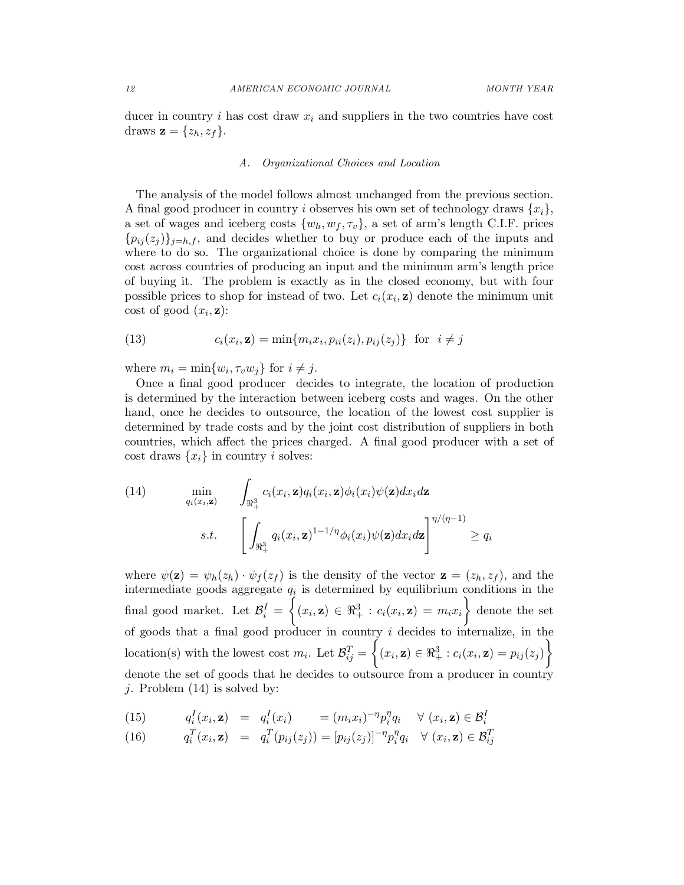ducer in country $i$ has cost draw $x_i$ and suppliers in the two countries have cost draws $\mathbf{z} = \{z_h, z_f\}$.

### A. Organizational Choices and Location

The analysis of the model follows almost unchanged from the previous section. A final good producer in country $i$ observes his own set of technology draws $\{x_i\}$, a set of wages and iceberg costs $\{w_h, w_f, \tau_v\}$, a set of arm's length C.I.F. prices $\{p_{ij}(z_j)\}_{j=h,f}$, and decides whether to buy or produce each of the inputs and where to do so. The organizational choice is done by comparing the minimum cost across countries of producing an input and the minimum arm's length price of buying it. The problem is exactly as in the closed economy, but with four possible prices to shop for instead of two. Let $c_i(x_i, \mathbf{z})$ denote the minimum unit cost of good $(x_i, \mathbf{z})$:

$$c_i(x_i, \mathbf{z}) = \min\{m_i x_i, p_{ii}(z_i), p_{ij}(z_j)\} \quad \text{for} \quad i \neq j \tag{13}$$

where $m_i = \min\{w_i, \tau_v w_j\}$ for $i \neq j$.

Once a final good producer decides to integrate, the location of production is determined by the interaction between iceberg costs and wages. On the other hand, once he decides to outsource, the location of the lowest cost supplier is determined by trade costs and by the joint cost distribution of suppliers in both countries, which affect the prices charged. A final good producer with a set of cost draws $\{x_i\}$ in country $i$ solves:

$$\min_{q_i(x_i,\mathbf{z})} \quad \int_{\Re^3_+} c_i(x_i, \mathbf{z}) q_i(x_i, \mathbf{z}) \phi_i(x_i) \psi(\mathbf{z}) dx_i d\mathbf{z} \tag{14}$$
$$s.t. \quad \left[ \int_{\Re^3_+} q_i(x_i, \mathbf{z})^{1-1/\eta} \phi_i(x_i) \psi(\mathbf{z}) dx_i d\mathbf{z} \right]^{\eta/(\eta-1)} \geq q_i$$

where $\psi(\mathbf{z}) = \psi_h(z_h) \cdot \psi_f(z_f)$ is the density of the vector $\mathbf{z} = (z_h, z_f)$, and the intermediate goods aggregate $q_i$ is determined by equilibrium conditions in the final good market. Let $\mathcal{B}^I_i = \left\{ (x_i, \mathbf{z}) \in \Re^3_+ : c_i(x_i, \mathbf{z}) = m_i x_i \right\}$ denote the set of goods that a final good producer in country $i$ decides to internalize, in the location(s) with the lowest cost $m_i$. Let $\mathcal{B}^T_{ij} = \left\{ (x_i, \mathbf{z}) \in \Re^3_+ : c_i(x_i, \mathbf{z}) = p_{ij}(z_j) \right\}$ denote the set of goods that he decides to outsource from a producer in country $j$. Problem (14) is solved by:

$$q^I_i(x_i, \mathbf{z}) = q^I_i(x_i) = (m_i x_i)^{-\eta} p^\eta_i q_i \quad \forall \ (x_i, \mathbf{z}) \in \mathcal{B}^I_i \tag{15}$$

$$q^T_i(x_i, \mathbf{z}) = q^T_i(p_{ij}(z_j)) = [p_{ij}(z_j)]^{-\eta} p^\eta_i q_i \quad \forall \ (x_i, \mathbf{z}) \in \mathcal{B}^T_{ij} \tag{16}$$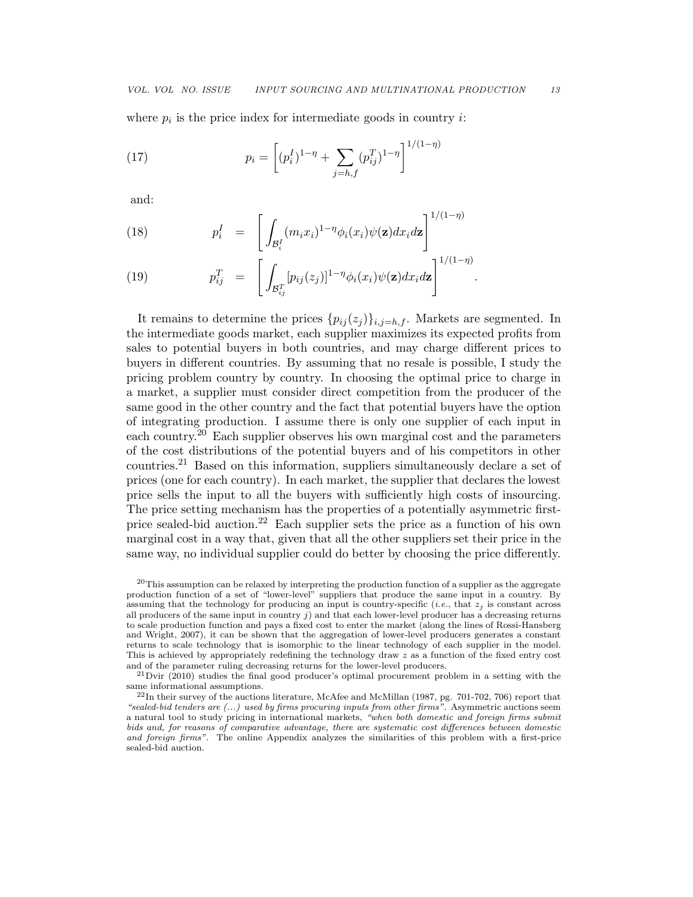where $p_i$ is the price index for intermediate goods in country $i$:

$$p_i = \left[ (p_i^I)^{1-\eta} + \sum_{j=h,f} (p_{ij}^T)^{1-\eta} \right]^{1/(1-\eta)} \tag{17}$$

and:

$$p_i^I = \left[ \int_{\mathcal{B}_i^I} (m_i x_i)^{1-\eta} \phi_i(x_i) \psi(\mathbf{z}) dx_i d\mathbf{z} \right]^{1/(1-\eta)} \tag{18}$$

$$p_{ij}^T = \left[ \int_{\mathcal{B}_{ij}^T} [p_{ij}(z_j)]^{1-\eta} \phi_i(x_i) \psi(\mathbf{z}) dx_i d\mathbf{z} \right]^{1/(1-\eta)}. \tag{19}$$

It remains to determine the prices $\{p_{ij}(z_j)\}_{i,j=h,f}$. Markets are segmented. In the intermediate goods market, each supplier maximizes its expected profits from sales to potential buyers in both countries, and may charge different prices to buyers in different countries. By assuming that no resale is possible, I study the pricing problem country by country. In choosing the optimal price to charge in a market, a supplier must consider direct competition from the producer of the same good in the other country and the fact that potential buyers have the option of integrating production. I assume there is only one supplier of each input in each country.[20] Each supplier observes his own marginal cost and the parameters of the cost distributions of the potential buyers and of his competitors in other countries.[21] Based on this information, suppliers simultaneously declare a set of prices (one for each country). In each market, the supplier that declares the lowest price sells the input to all the buyers with sufficiently high costs of insourcing. The price setting mechanism has the properties of a potentially asymmetric first-price sealed-bid auction.[22] Each supplier sets the price as a function of his own marginal cost in a way that, given that all the other suppliers set their price in the same way, no individual supplier could do better by choosing the price differently.

[20]This assumption can be relaxed by interpreting the production function of a supplier as the aggregate production function of a set of "lower-level" suppliers that produce the same input in a country. By assuming that the technology for producing an input is country-specific (*i.e.*, that $z_j$ is constant across all producers of the same input in country $j$) and that each lower-level producer has a decreasing returns to scale production function and pays a fixed cost to enter the market (along the lines of Rossi-Hansberg and Wright, 2007), it can be shown that the aggregation of lower-level producers generates a constant returns to scale technology that is isomorphic to the linear technology of each supplier in the model. This is achieved by appropriately redefining the technology draw $z$ as a function of the fixed entry cost and of the parameter ruling decreasing returns for the lower-level producers.

[21]Dvir (2010) studies the final good producer's optimal procurement problem in a setting with the same informational assumptions.

[22]In their survey of the auctions literature, McAfee and McMillan (1987, pg. 701-702, 706) report that *"sealed-bid tenders are (...) used by firms procuring inputs from other firms"*. Asymmetric auctions seem a natural tool to study pricing in international markets, *"when both domestic and foreign firms submit bids and, for reasons of comparative advantage, there are systematic cost differences between domestic and foreign firms"*. The online Appendix analyzes the similarities of this problem with a first-price sealed-bid auction.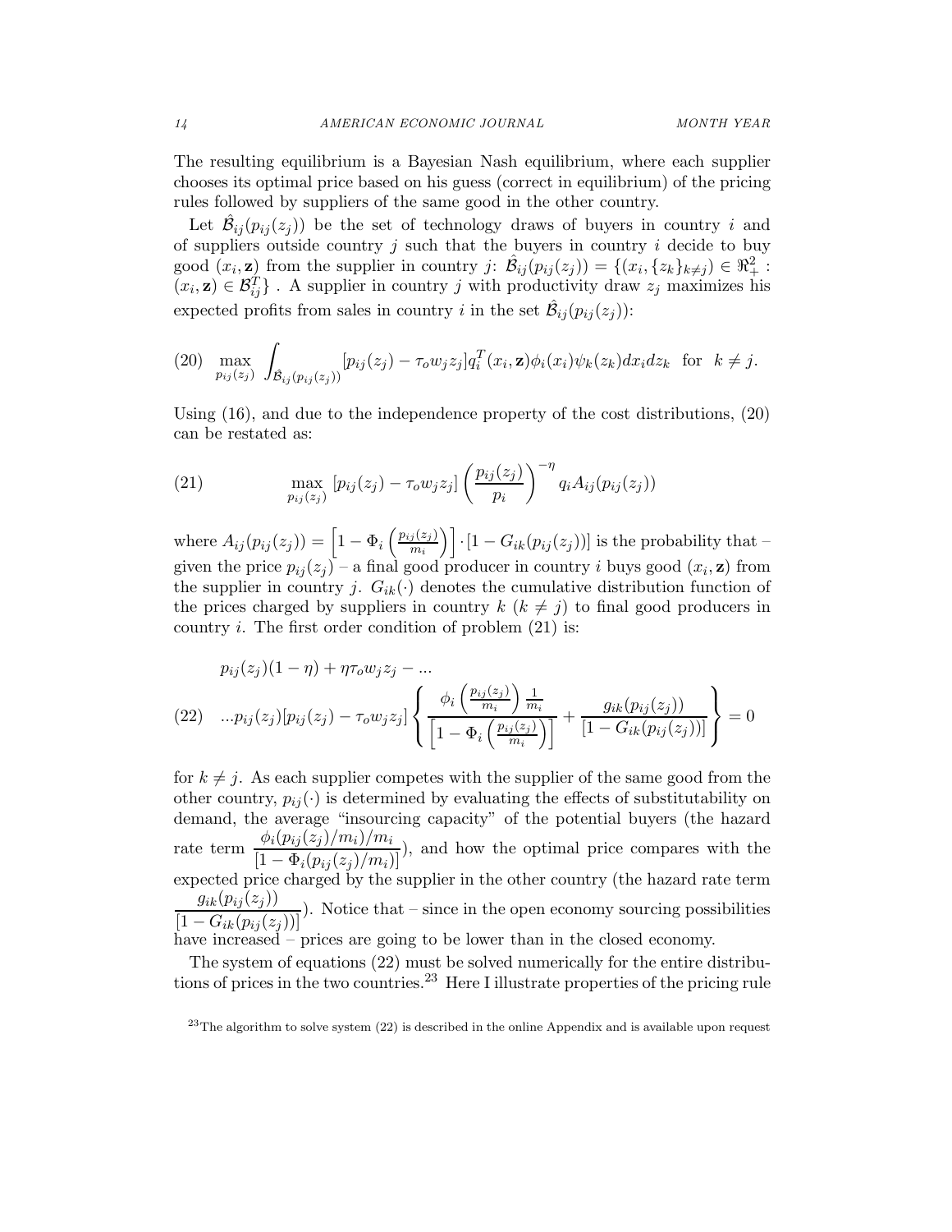The resulting equilibrium is a Bayesian Nash equilibrium, where each supplier chooses its optimal price based on his guess (correct in equilibrium) of the pricing rules followed by suppliers of the same good in the other country.

Let $\hat{\mathcal{B}}_{ij}(p_{ij}(z_j))$ be the set of technology draws of buyers in country $i$ and of suppliers outside country $j$ such that the buyers in country $i$ decide to buy good $(x_i, \mathbf{z})$ from the supplier in country $j$: $\hat{\mathcal{B}}_{ij}(p_{ij}(z_j)) = \{(x_i, \{z_k\}_{k \neq j}) \in \Re^2_+ : (x_i, \mathbf{z}) \in \mathcal{B}^T_{ij}\}$ . A supplier in country $j$ with productivity draw $z_j$ maximizes his expected profits from sales in country $i$ in the set $\hat{\mathcal{B}}_{ij}(p_{ij}(z_j))$:

$$
(20) \quad \max_{p_{ij}(z_j)} \int_{\hat{\mathcal{B}}_{ij}(p_{ij}(z_j))} [p_{ij}(z_j) - \tau_o w_j z_j] q^T_i(x_i, \mathbf{z}) \phi_i(x_i) \psi_k(z_k) dx_i dz_k \quad \text{for} \quad k \neq j.
$$

Using (16), and due to the independence property of the cost distributions, (20) can be restated as:

$$
(21) \qquad \max_{p_{ij}(z_j)} [p_{ij}(z_j) - \tau_o w_j z_j] \left( \frac{p_{ij}(z_j)}{p_i} \right)^{-\eta} q_i A_{ij}(p_{ij}(z_j))
$$

where $A_{ij}(p_{ij}(z_j)) = \left[1 - \Phi_i \left( \frac{p_{ij}(z_j)}{m_i} \right) \right] \cdot [1 - G_{ik}(p_{ij}(z_j))]$ is the probability that – given the price $p_{ij}(z_j)$ – a final good producer in country $i$ buys good $(x_i, \mathbf{z})$ from the supplier in country $j$. $G_{ik}(\cdot)$ denotes the cumulative distribution function of the prices charged by suppliers in country $k$ ($k \neq j$) to final good producers in country $i$. The first order condition of problem (21) is:

$$
\begin{aligned}
& p_{ij}(z_j)(1-\eta) + \eta \tau_o w_j z_j - ... \\
(22) \quad & ...p_{ij}(z_j)[p_{ij}(z_j) - \tau_o w_j z_j] \left\{ \frac{\phi_i \left( \frac{p_{ij}(z_j)}{m_i} \right) \frac{1}{m_i}}{\left[ 1 - \Phi_i \left( \frac{p_{ij}(z_j)}{m_i} \right) \right]} + \frac{g_{ik}(p_{ij}(z_j))}{[1 - G_{ik}(p_{ij}(z_j))]} \right\} = 0
\end{aligned}
$$

for $k \neq j$. As each supplier competes with the supplier of the same good from the other country, $p_{ij}(\cdot)$ is determined by evaluating the effects of substitutability on demand, the average "insourcing capacity" of the potential buyers (the hazard rate term $\frac{\phi_i(p_{ij}(z_j)/m_i)/m_i}{[1 - \Phi_i(p_{ij}(z_j)/m_i)]}$), and how the optimal price compares with the expected price charged by the supplier in the other country (the hazard rate term $\frac{g_{ik}(p_{ij}(z_j))}{[1 - G_{ik}(p_{ij}(z_j))]}$). Notice that – since in the open economy sourcing possibilities have increased – prices are going to be lower than in the closed economy.

The system of equations (22) must be solved numerically for the entire distributions of prices in the two countries.[23] Here I illustrate properties of the pricing rule

[23] The algorithm to solve system (22) is described in the online Appendix and is available upon request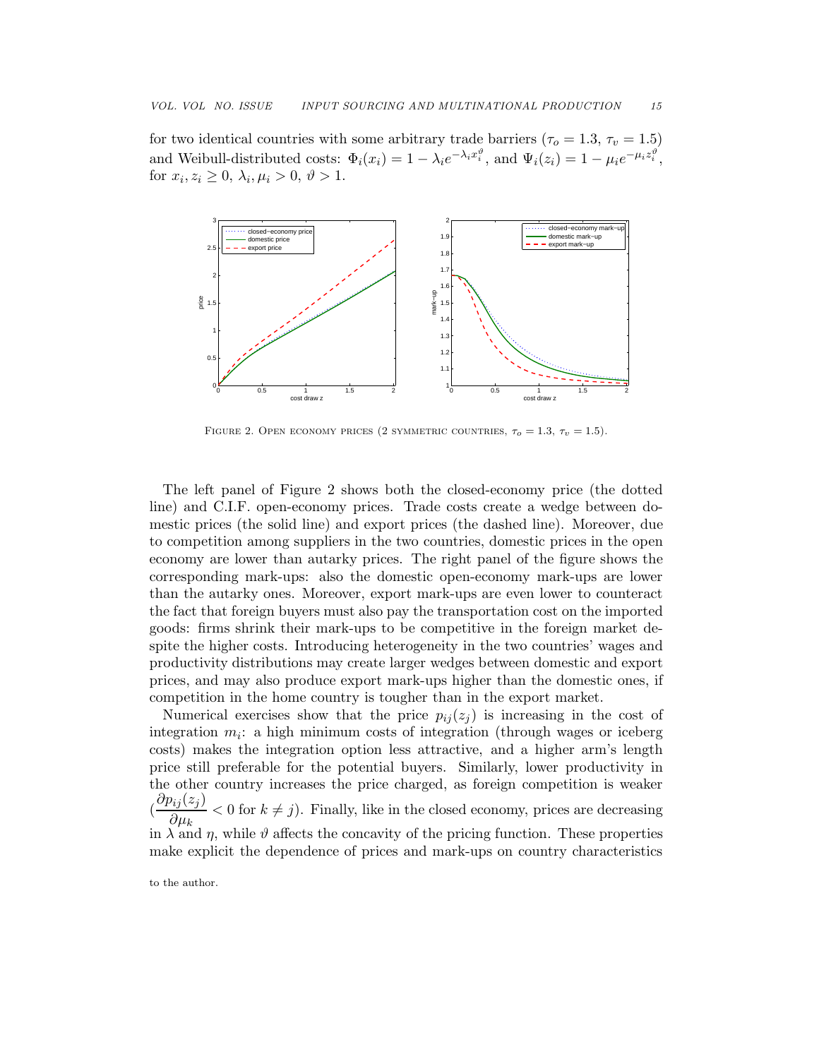for two identical countries with some arbitrary trade barriers ($\tau_o = 1.3$, $\tau_v = 1.5$) and Weibull-distributed costs: $\Phi_i(x_i) = 1 - \lambda_i e^{-\lambda_i x_i^{\vartheta}}$, and $\Psi_i(z_i) = 1 - \mu_i e^{-\mu_i z_i^{\vartheta}}$, for $x_i, z_i \geq 0$, $\lambda_i, \mu_i > 0$, $\vartheta > 1$.

Figure 2. Open economy prices (2 symmetric countries, $\tau_o = 1.3$, $\tau_v = 1.5$).

The left panel of Figure 2 shows both the closed-economy price (the dotted line) and C.I.F. open-economy prices. Trade costs create a wedge between domestic prices (the solid line) and export prices (the dashed line). Moreover, due to competition among suppliers in the two countries, domestic prices in the open economy are lower than autarky prices. The right panel of the figure shows the corresponding mark-ups: also the domestic open-economy mark-ups are lower than the autarky ones. Moreover, export mark-ups are even lower to counteract the fact that foreign buyers must also pay the transportation cost on the imported goods: firms shrink their mark-ups to be competitive in the foreign market despite the higher costs. Introducing heterogeneity in the two countries' wages and productivity distributions may create larger wedges between domestic and export prices, and may also produce export mark-ups higher than the domestic ones, if competition in the home country is tougher than in the export market.

Numerical exercises show that the price $p_{ij}(z_j)$ is increasing in the cost of integration $m_i$: a high minimum costs of integration (through wages or iceberg costs) makes the integration option less attractive, and a higher arm's length price still preferable for the potential buyers. Similarly, lower productivity in the other country increases the price charged, as foreign competition is weaker ($\dfrac{\partial p_{ij}(z_j)}{\partial \mu_k} < 0$ for $k \neq j$). Finally, like in the closed economy, prices are decreasing in $\lambda$ and $\eta$, while $\vartheta$ affects the concavity of the pricing function. These properties make explicit the dependence of prices and mark-ups on country characteristics

to the author.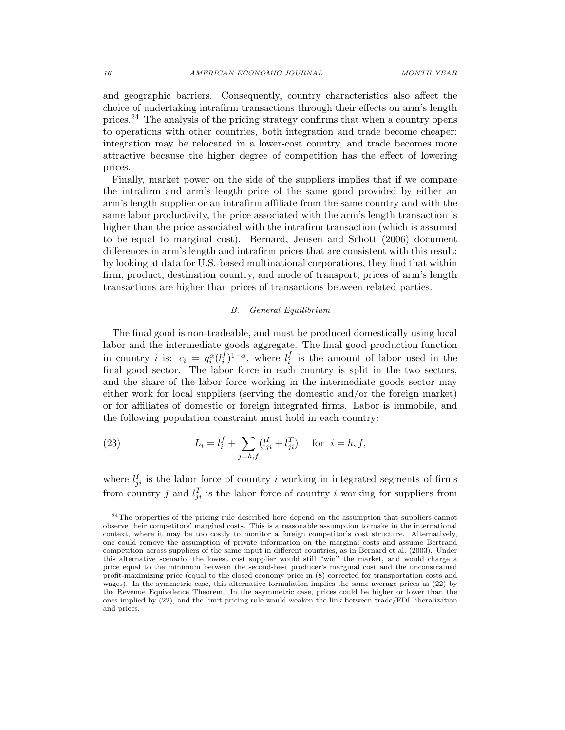and geographic barriers. Consequently, country characteristics also affect the choice of undertaking intrafirm transactions through their effects on arm's length prices.[24] The analysis of the pricing strategy confirms that when a country opens to operations with other countries, both integration and trade become cheaper: integration may be relocated in a lower-cost country, and trade becomes more attractive because the higher degree of competition has the effect of lowering prices.

Finally, market power on the side of the suppliers implies that if we compare the intrafirm and arm's length price of the same good provided by either an arm's length supplier or an intrafirm affiliate from the same country and with the same labor productivity, the price associated with the arm's length transaction is higher than the price associated with the intrafirm transaction (which is assumed to be equal to marginal cost). Bernard, Jensen and Schott (2006) document differences in arm's length and intrafirm prices that are consistent with this result: by looking at data for U.S.-based multinational corporations, they find that within firm, product, destination country, and mode of transport, prices of arm's length transactions are higher than prices of transactions between related parties.

### B. *General Equilibrium*

The final good is non-tradeable, and must be produced domestically using local labor and the intermediate goods aggregate. The final good production function in country $i$ is: $c_i = q_i^{\alpha}(l_i^f)^{1-\alpha}$, where $l_i^f$ is the amount of labor used in the final good sector. The labor force in each country is split in the two sectors, and the share of the labor force working in the intermediate goods sector may either work for local suppliers (serving the domestic and/or the foreign market) or for affiliates of domestic or foreign integrated firms. Labor is immobile, and the following population constraint must hold in each country:

$$L_i = l_i^f + \sum_{j=h,f} (l_{ji}^I + l_{ji}^T) \quad \text{for} \quad i = h, f, \tag{23}$$

where $l_{ji}^I$ is the labor force of country $i$ working in integrated segments of firms from country $j$ and $l_{ji}^T$ is the labor force of country $i$ working for suppliers from

[24] The properties of the pricing rule described here depend on the assumption that suppliers cannot observe their competitors' marginal costs. This is a reasonable assumption to make in the international context, where it may be too costly to monitor a foreign competitor's cost structure. Alternatively, one could remove the assumption of private information on the marginal costs and assume Bertrand competition across suppliers of the same input in different countries, as in Bernard et al. (2003). Under this alternative scenario, the lowest cost supplier would still "win" the market, and would charge a price equal to the minimum between the second-best producer's marginal cost and the unconstrained profit-maximizing price (equal to the closed economy price in (8) corrected for transportation costs and wages). In the symmetric case, this alternative formulation implies the same average prices as (22) by the Revenue Equivalence Theorem. In the asymmetric case, prices could be higher or lower than the ones implied by (22), and the limit pricing rule would weaken the link between trade/FDI liberalization and prices.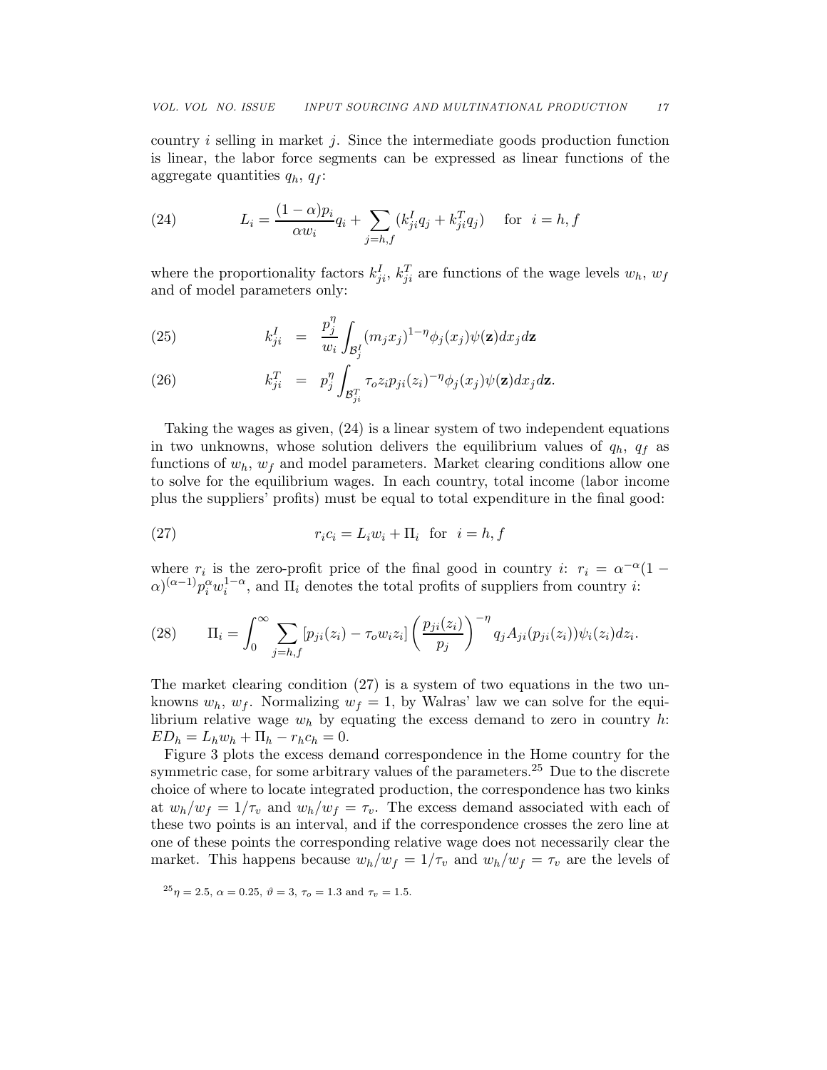country $i$ selling in market $j$. Since the intermediate goods production function is linear, the labor force segments can be expressed as linear functions of the aggregate quantities $q_h$, $q_f$:

$$L_i = \frac{(1-\alpha)p_i}{\alpha w_i} q_i + \sum_{j=h,f} (k_{ji}^I q_j + k_{ji}^T q_j) \quad \text{for} \quad i = h, f \tag{24}$$

where the proportionality factors $k_{ji}^I$, $k_{ji}^T$ are functions of the wage levels $w_h$, $w_f$ and of model parameters only:

$$k_{ji}^I = \frac{p_j^\eta}{w_i} \int_{\mathcal{B}_j^I} (m_j x_j)^{1-\eta} \phi_j(x_j) \psi(\mathbf{z}) dx_j d\mathbf{z} \tag{25}$$

$$k_{ji}^T = p_j^\eta \int_{\mathcal{B}_{ji}^T} \tau_o z_i p_{ji}(z_i)^{-\eta} \phi_j(x_j) \psi(\mathbf{z}) dx_j d\mathbf{z}. \tag{26}$$

Taking the wages as given, (24) is a linear system of two independent equations in two unknowns, whose solution delivers the equilibrium values of $q_h$, $q_f$ as functions of $w_h$, $w_f$ and model parameters. Market clearing conditions allow one to solve for the equilibrium wages. In each country, total income (labor income plus the suppliers' profits) must be equal to total expenditure in the final good:

$$r_i c_i = L_i w_i + \Pi_i \quad \text{for} \quad i = h, f \tag{27}$$

where $r_i$ is the zero-profit price of the final good in country $i$: $r_i = \alpha^{-\alpha}(1-\alpha)^{(\alpha-1)} p_i^\alpha w_i^{1-\alpha}$, and $\Pi_i$ denotes the total profits of suppliers from country $i$:

$$\Pi_i = \int_0^\infty \sum_{j=h,f} [p_{ji}(z_i) - \tau_o w_i z_i] \left( \frac{p_{ji}(z_i)}{p_j} \right)^{-\eta} q_j A_{ji}(p_{ji}(z_i)) \psi_i(z_i) dz_i. \tag{28}$$

The market clearing condition (27) is a system of two equations in the two unknowns $w_h$, $w_f$. Normalizing $w_f = 1$, by Walras' law we can solve for the equilibrium relative wage $w_h$ by equating the excess demand to zero in country $h$: $ED_h = L_h w_h + \Pi_h - r_h c_h = 0$.

Figure 3 plots the excess demand correspondence in the Home country for the symmetric case, for some arbitrary values of the parameters.[25] Due to the discrete choice of where to locate integrated production, the correspondence has two kinks at $w_h/w_f = 1/\tau_v$ and $w_h/w_f = \tau_v$. The excess demand associated with each of these two points is an interval, and if the correspondence crosses the zero line at one of these points the corresponding relative wage does not necessarily clear the market. This happens because $w_h/w_f = 1/\tau_v$ and $w_h/w_f = \tau_v$ are the levels of

[25] $\eta = 2.5$, $\alpha = 0.25$, $\vartheta = 3$, $\tau_o = 1.3$ and $\tau_v = 1.5$.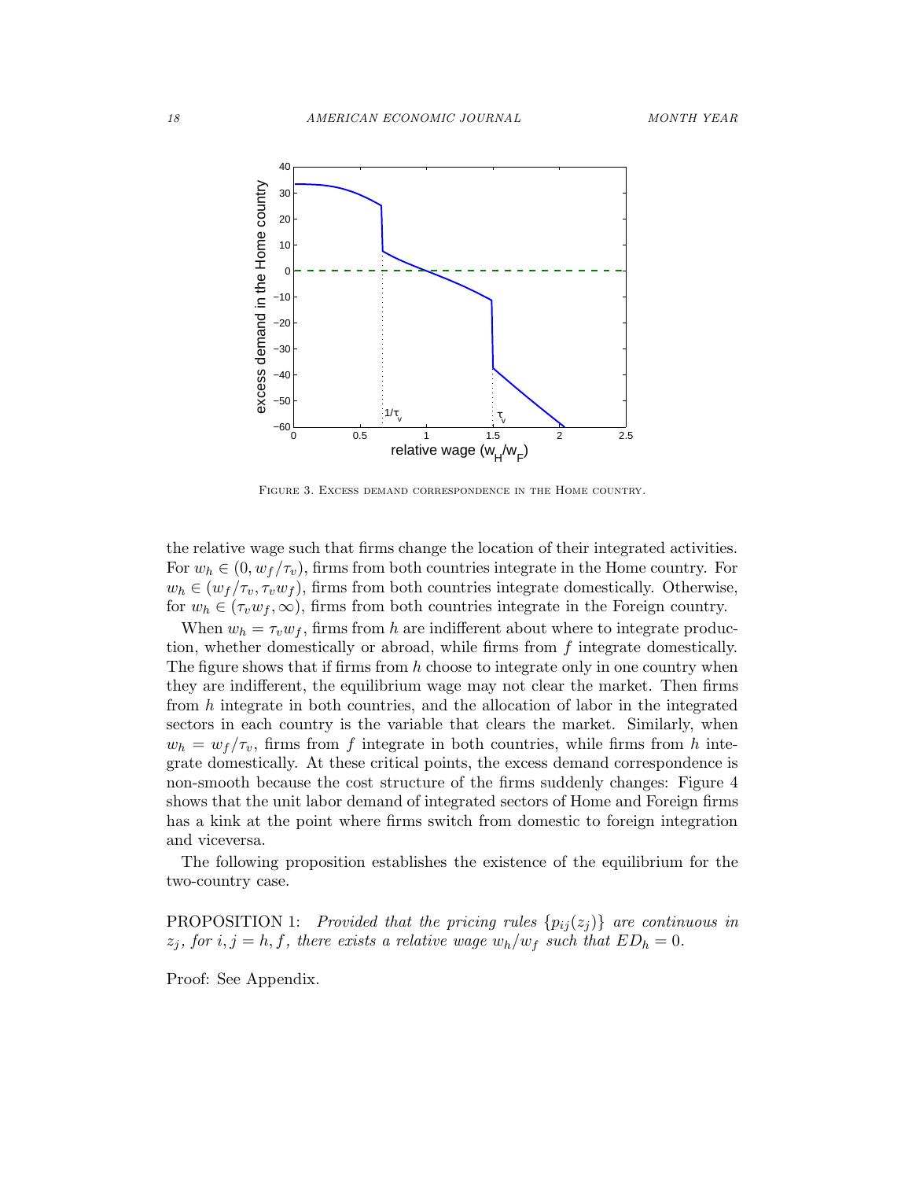FIGURE 3. EXCESS DEMAND CORRESPONDENCE IN THE HOME COUNTRY.

the relative wage such that firms change the location of their integrated activities. For $w_h \in (0, w_f/\tau_v)$, firms from both countries integrate in the Home country. For $w_h \in (w_f/\tau_v, \tau_v w_f)$, firms from both countries integrate domestically. Otherwise, for $w_h \in (\tau_v w_f, \infty)$, firms from both countries integrate in the Foreign country.

When $w_h = \tau_v w_f$, firms from $h$ are indifferent about where to integrate production, whether domestically or abroad, while firms from $f$ integrate domestically. The figure shows that if firms from $h$ choose to integrate only in one country when they are indifferent, the equilibrium wage may not clear the market. Then firms from $h$ integrate in both countries, and the allocation of labor in the integrated sectors in each country is the variable that clears the market. Similarly, when $w_h = w_f/\tau_v$, firms from $f$ integrate in both countries, while firms from $h$ integrate domestically. At these critical points, the excess demand correspondence is non-smooth because the cost structure of the firms suddenly changes: Figure 4 shows that the unit labor demand of integrated sectors of Home and Foreign firms has a kink at the point where firms switch from domestic to foreign integration and viceversa.

The following proposition establishes the existence of the equilibrium for the two-country case.

PROPOSITION 1: *Provided that the pricing rules $\{p_{ij}(z_j)\}$ are continuous in $z_j$, for $i, j = h, f$, there exists a relative wage $w_h/w_f$ such that $ED_h = 0$.*

Proof: See Appendix.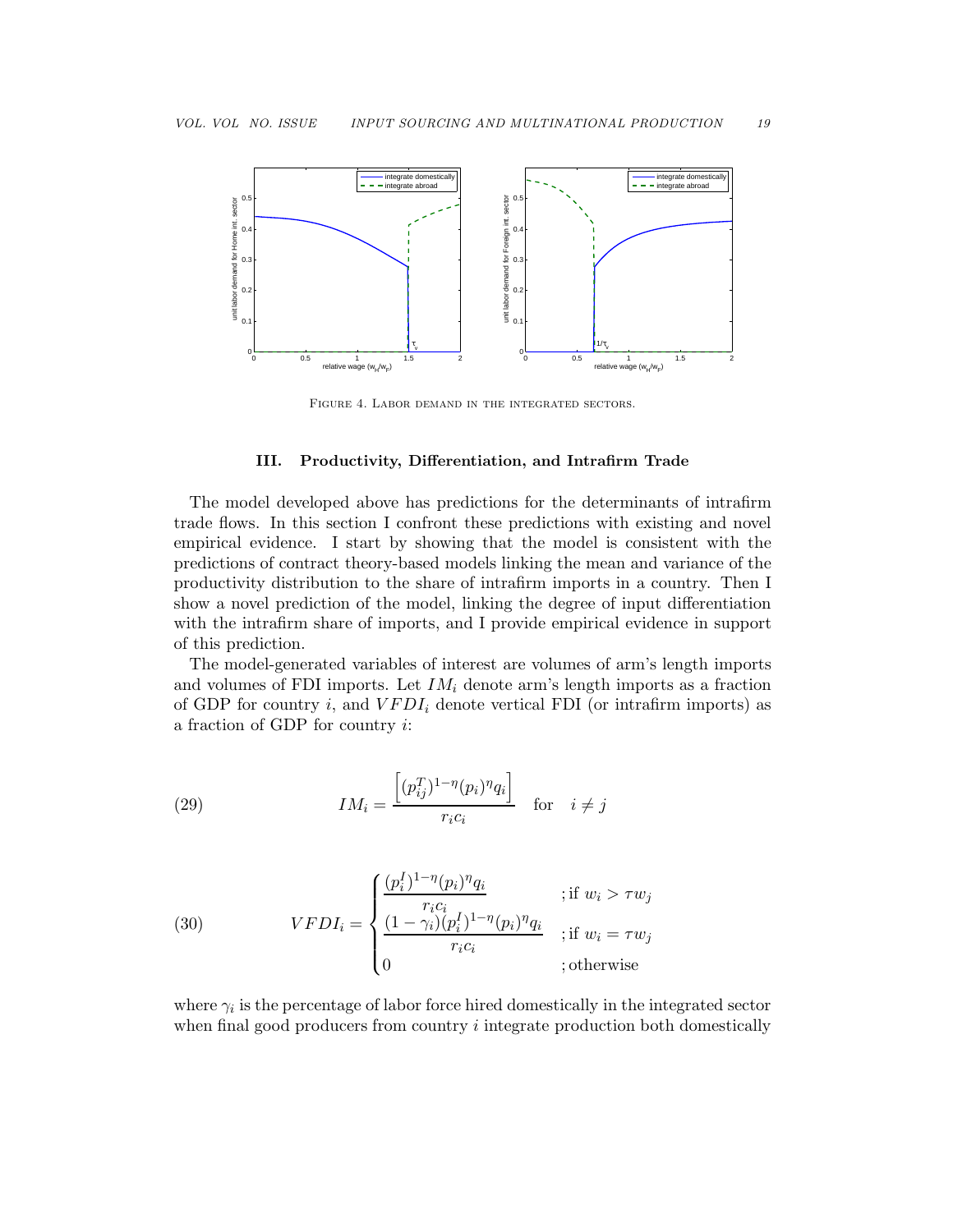FIGURE 4. LABOR DEMAND IN THE INTEGRATED SECTORS.

### III. Productivity, Differentiation, and Intrafirm Trade

The model developed above has predictions for the determinants of intrafirm trade flows. In this section I confront these predictions with existing and novel empirical evidence. I start by showing that the model is consistent with the predictions of contract theory-based models linking the mean and variance of the productivity distribution to the share of intrafirm imports in a country. Then I show a novel prediction of the model, linking the degree of input differentiation with the intrafirm share of imports, and I provide empirical evidence in support of this prediction.

The model-generated variables of interest are volumes of arm's length imports and volumes of FDI imports. Let $IM_i$ denote arm's length imports as a fraction of GDP for country $i$, and $VFDI_i$ denote vertical FDI (or intrafirm imports) as a fraction of GDP for country $i$:

$$IM_i = \frac{\left[(p_{ij}^T)^{1-\eta}(p_i)^{\eta}q_i\right]}{r_i c_i} \quad \text{for} \quad i \neq j \tag{29}$$

$$VFDI_i = \begin{cases} \dfrac{(p_i^I)^{1-\eta}(p_i)^{\eta}q_i}{r_i c_i} & ; \text{if } w_i > \tau w_j \\ \dfrac{(1-\gamma_i)(p_i^I)^{1-\eta}(p_i)^{\eta}q_i}{r_i c_i} & ; \text{if } w_i = \tau w_j \\ 0 & ; \text{otherwise} \end{cases} \tag{30}$$

where $\gamma_i$ is the percentage of labor force hired domestically in the integrated sector when final good producers from country $i$ integrate production both domestically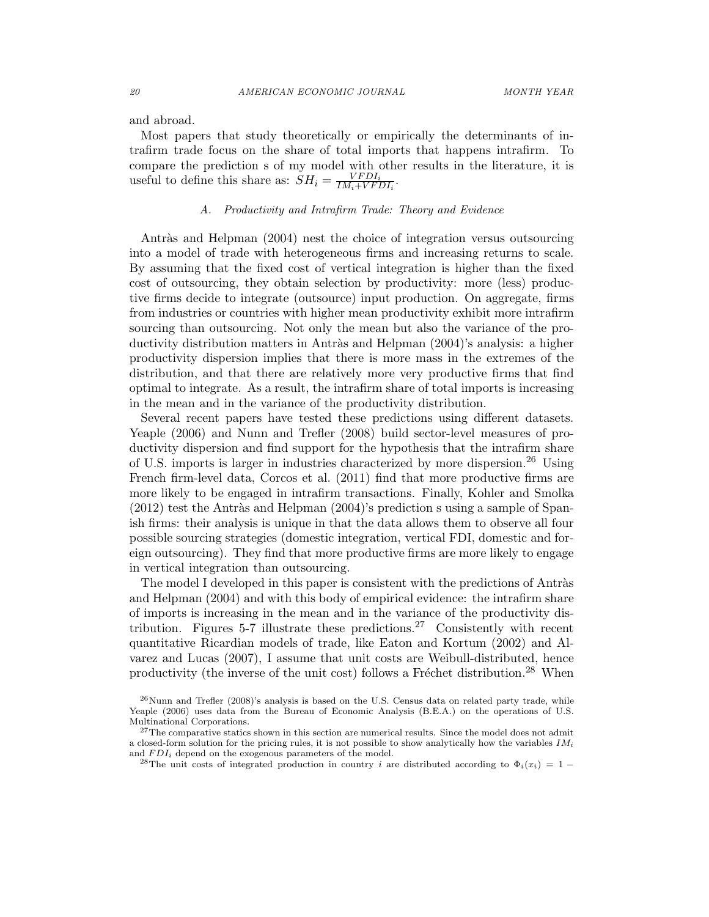and abroad.

Most papers that study theoretically or empirically the determinants of intrafirm trade focus on the share of total imports that happens intrafirm. To compare the prediction s of my model with other results in the literature, it is useful to define this share as: $SH_i = \frac{VFDI_i}{IM_i + VFDI_i}$.

### A. Productivity and Intrafirm Trade: Theory and Evidence

Antràs and Helpman (2004) nest the choice of integration versus outsourcing into a model of trade with heterogeneous firms and increasing returns to scale. By assuming that the fixed cost of vertical integration is higher than the fixed cost of outsourcing, they obtain selection by productivity: more (less) productive firms decide to integrate (outsource) input production. On aggregate, firms from industries or countries with higher mean productivity exhibit more intrafirm sourcing than outsourcing. Not only the mean but also the variance of the productivity distribution matters in Antràs and Helpman (2004)'s analysis: a higher productivity dispersion implies that there is more mass in the extremes of the distribution, and that there are relatively more very productive firms that find optimal to integrate. As a result, the intrafirm share of total imports is increasing in the mean and in the variance of the productivity distribution.

Several recent papers have tested these predictions using different datasets. Yeaple (2006) and Nunn and Trefler (2008) build sector-level measures of productivity dispersion and find support for the hypothesis that the intrafirm share of U.S. imports is larger in industries characterized by more dispersion.[26] Using French firm-level data, Corcos et al. (2011) find that more productive firms are more likely to be engaged in intrafirm transactions. Finally, Kohler and Smolka (2012) test the Antràs and Helpman (2004)'s prediction s using a sample of Spanish firms: their analysis is unique in that the data allows them to observe all four possible sourcing strategies (domestic integration, vertical FDI, domestic and foreign outsourcing). They find that more productive firms are more likely to engage in vertical integration than outsourcing.

The model I developed in this paper is consistent with the predictions of Antràs and Helpman (2004) and with this body of empirical evidence: the intrafirm share of imports is increasing in the mean and in the variance of the productivity distribution. Figures 5-7 illustrate these predictions.[27] Consistently with recent quantitative Ricardian models of trade, like Eaton and Kortum (2002) and Alvarez and Lucas (2007), I assume that unit costs are Weibull-distributed, hence productivity (the inverse of the unit cost) follows a Fréchet distribution.[28] When

[26] Nunn and Trefler (2008)'s analysis is based on the U.S. Census data on related party trade, while Yeaple (2006) uses data from the Bureau of Economic Analysis (B.E.A.) on the operations of U.S. Multinational Corporations.

[27] The comparative statics shown in this section are numerical results. Since the model does not admit a closed-form solution for the pricing rules, it is not possible to show analytically how the variables $IM_i$ and $FDI_i$ depend on the exogenous parameters of the model.

[28] The unit costs of integrated production in country $i$ are distributed according to $\Phi_i(x_i) = 1 -$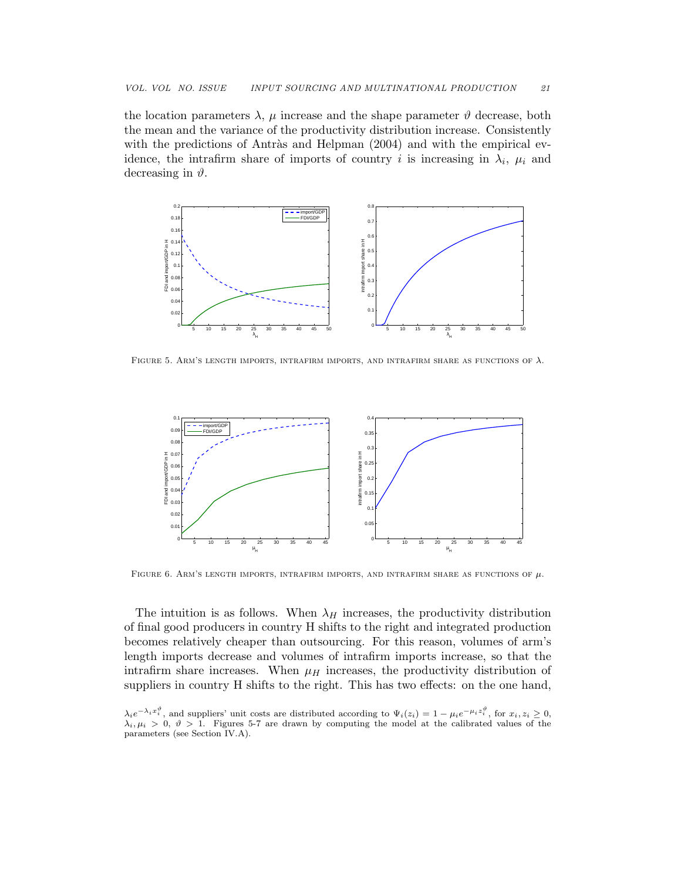the location parameters $\lambda$, $\mu$ increase and the shape parameter $\vartheta$ decrease, both the mean and the variance of the productivity distribution increase. Consistently with the predictions of Antràs and Helpman (2004) and with the empirical evidence, the intrafirm share of imports of country $i$ is increasing in $\lambda_i$, $\mu_i$ and decreasing in $\vartheta$.

FIGURE 5. ARM'S LENGTH IMPORTS, INTRAFIRM IMPORTS, AND INTRAFIRM SHARE AS FUNCTIONS OF $\lambda$.

FIGURE 6. ARM'S LENGTH IMPORTS, INTRAFIRM IMPORTS, AND INTRAFIRM SHARE AS FUNCTIONS OF $\mu$.

The intuition is as follows. When $\lambda_H$ increases, the productivity distribution of final good producers in country H shifts to the right and integrated production becomes relatively cheaper than outsourcing. For this reason, volumes of arm's length imports decrease and volumes of intrafirm imports increase, so that the intrafirm share increases. When $\mu_H$ increases, the productivity distribution of suppliers in country H shifts to the right. This has two effects: on the one hand,

$\lambda_i e^{-\lambda_i x_i^{\vartheta}}$, and suppliers' unit costs are distributed according to $\Psi_i(z_i) = 1 - \mu_i e^{-\mu_i z_i^{\vartheta}}$, for $x_i, z_i \geq 0$, $\lambda_i, \mu_i > 0$, $\vartheta > 1$. Figures 5-7 are drawn by computing the model at the calibrated values of the parameters (see Section IV.A).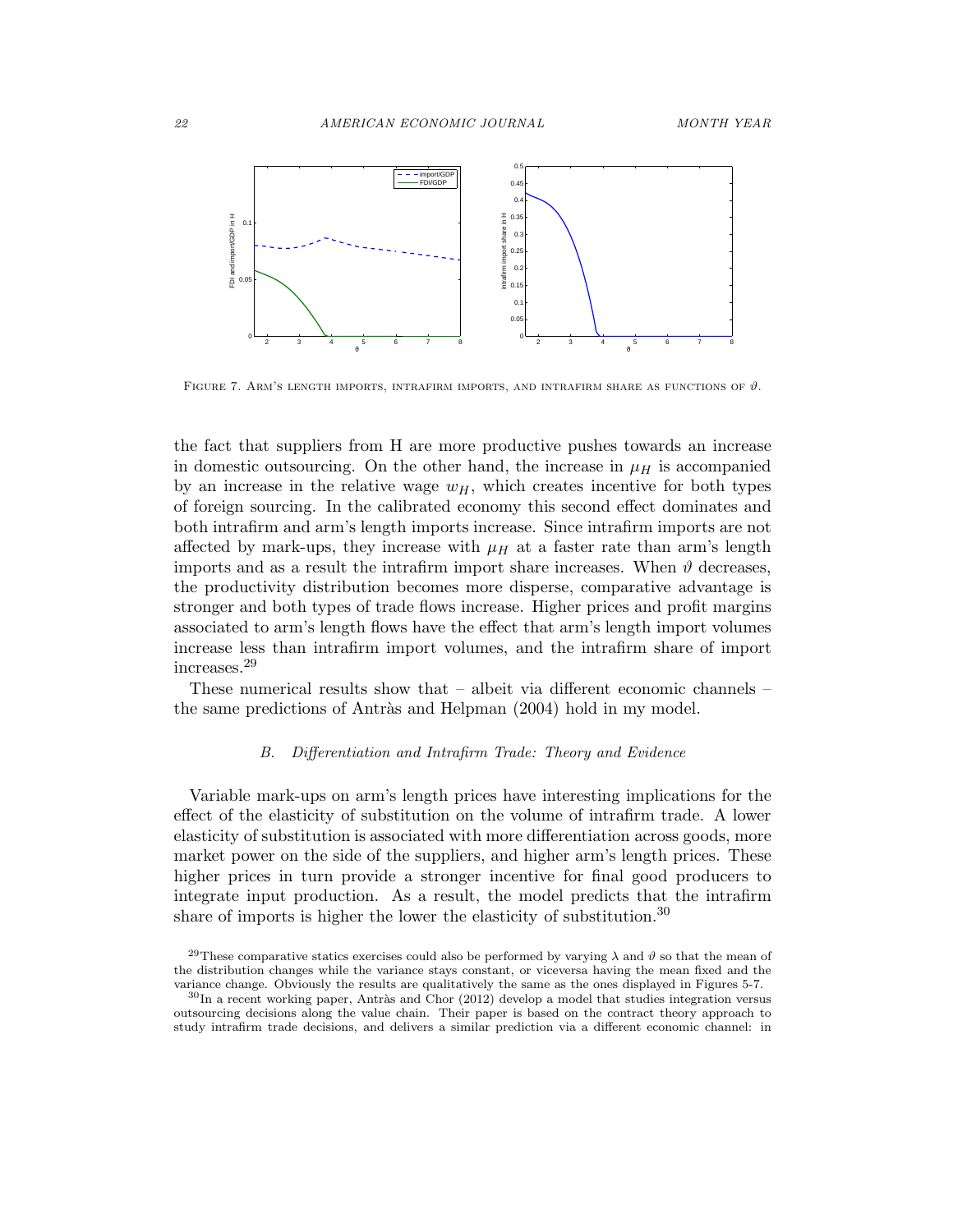Figure 7. Arm's length imports, intrafirm imports, and intrafirm share as functions of $\vartheta$.

the fact that suppliers from H are more productive pushes towards an increase in domestic outsourcing. On the other hand, the increase in $\mu_H$ is accompanied by an increase in the relative wage $w_H$, which creates incentive for both types of foreign sourcing. In the calibrated economy this second effect dominates and both intrafirm and arm's length imports increase. Since intrafirm imports are not affected by mark-ups, they increase with $\mu_H$ at a faster rate than arm's length imports and as a result the intrafirm import share increases. When $\vartheta$ decreases, the productivity distribution becomes more disperse, comparative advantage is stronger and both types of trade flows increase. Higher prices and profit margins associated to arm's length flows have the effect that arm's length import volumes increase less than intrafirm import volumes, and the intrafirm share of import increases.[29]

These numerical results show that – albeit via different economic channels – the same predictions of Antràs and Helpman (2004) hold in my model.

### B. *Differentiation and Intrafirm Trade: Theory and Evidence*

Variable mark-ups on arm's length prices have interesting implications for the effect of the elasticity of substitution on the volume of intrafirm trade. A lower elasticity of substitution is associated with more differentiation across goods, more market power on the side of the suppliers, and higher arm's length prices. These higher prices in turn provide a stronger incentive for final good producers to integrate input production. As a result, the model predicts that the intrafirm share of imports is higher the lower the elasticity of substitution.[30]

[29] These comparative statics exercises could also be performed by varying $\lambda$ and $\vartheta$ so that the mean of the distribution changes while the variance stays constant, or viceversa having the mean fixed and the variance change. Obviously the results are qualitatively the same as the ones displayed in Figures 5-7.

[30] In a recent working paper, Antràs and Chor (2012) develop a model that studies integration versus outsourcing decisions along the value chain. Their paper is based on the contract theory approach to study intrafirm trade decisions, and delivers a similar prediction via a different economic channel: in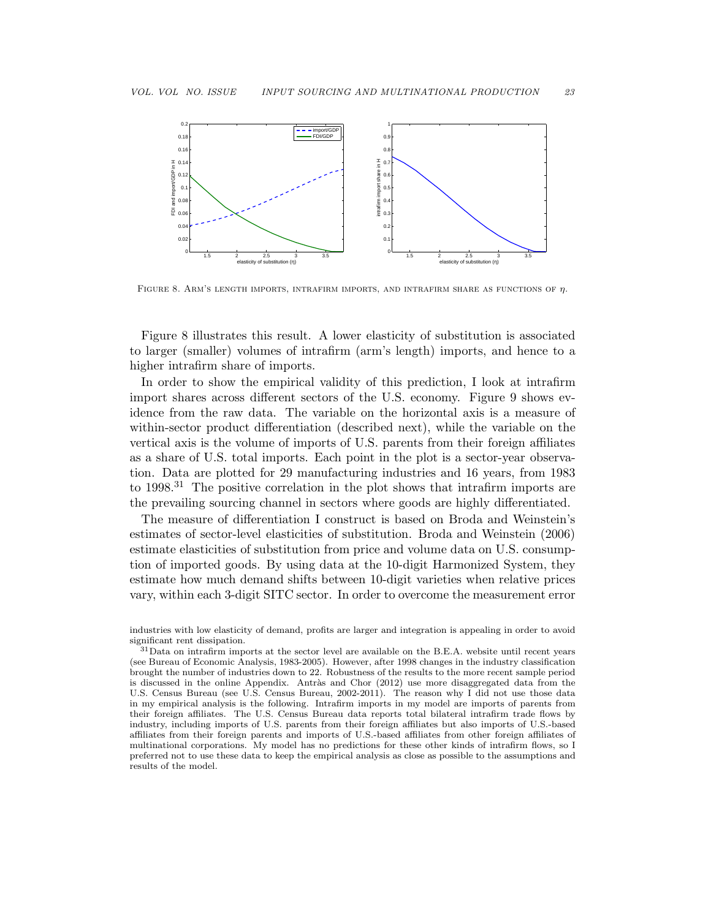FIGURE 8. ARM'S LENGTH IMPORTS, INTRAFIRM IMPORTS, AND INTRAFIRM SHARE AS FUNCTIONS OF $\eta$.

Figure 8 illustrates this result. A lower elasticity of substitution is associated to larger (smaller) volumes of intrafirm (arm's length) imports, and hence to a higher intrafirm share of imports.

In order to show the empirical validity of this prediction, I look at intrafirm import shares across different sectors of the U.S. economy. Figure 9 shows evidence from the raw data. The variable on the horizontal axis is a measure of within-sector product differentiation (described next), while the variable on the vertical axis is the volume of imports of U.S. parents from their foreign affiliates as a share of U.S. total imports. Each point in the plot is a sector-year observation. Data are plotted for 29 manufacturing industries and 16 years, from 1983 to 1998.[31] The positive correlation in the plot shows that intrafirm imports are the prevailing sourcing channel in sectors where goods are highly differentiated.

The measure of differentiation I construct is based on Broda and Weinstein's estimates of sector-level elasticities of substitution. Broda and Weinstein (2006) estimate elasticities of substitution from price and volume data on U.S. consumption of imported goods. By using data at the 10-digit Harmonized System, they estimate how much demand shifts between 10-digit varieties when relative prices vary, within each 3-digit SITC sector. In order to overcome the measurement error

industries with low elasticity of demand, profits are larger and integration is appealing in order to avoid significant rent dissipation.

[31] Data on intrafirm imports at the sector level are available on the B.E.A. website until recent years (see Bureau of Economic Analysis, 1983-2005). However, after 1998 changes in the industry classification brought the number of industries down to 22. Robustness of the results to the more recent sample period is discussed in the online Appendix. Antràs and Chor (2012) use more disaggregated data from the U.S. Census Bureau (see U.S. Census Bureau, 2002-2011). The reason why I did not use those data in my empirical analysis is the following. Intrafirm imports in my model are imports of parents from their foreign affiliates. The U.S. Census Bureau data reports total bilateral intrafirm trade flows by industry, including imports of U.S. parents from their foreign affiliates but also imports of U.S.-based affiliates from their foreign parents and imports of U.S.-based affiliates from other foreign affiliates of multinational corporations. My model has no predictions for these other kinds of intrafirm flows, so I preferred not to use these data to keep the empirical analysis as close as possible to the assumptions and results of the model.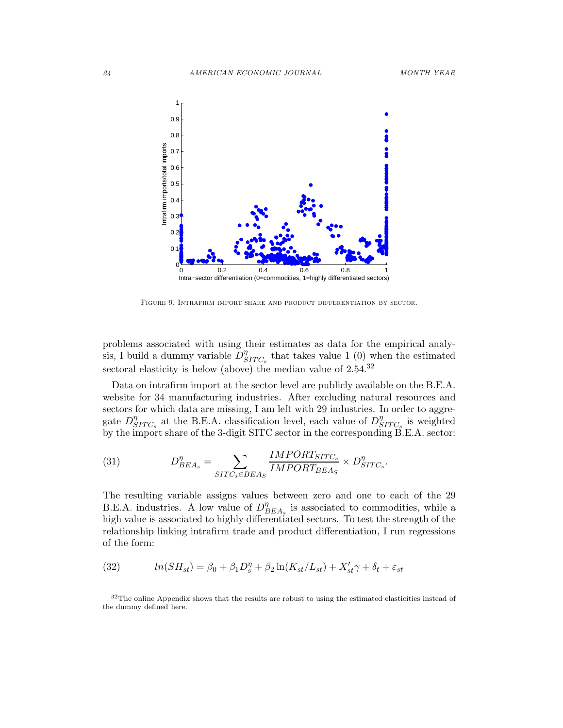Figure 9. Intrafirm import share and product differentiation by sector.

problems associated with using their estimates as data for the empirical analysis, I build a dummy variable $D^{\eta}_{SITC_s}$ that takes value 1 (0) when the estimated sectoral elasticity is below (above) the median value of 2.54.[32]

Data on intrafirm import at the sector level are publicly available on the B.E.A. website for 34 manufacturing industries. After excluding natural resources and sectors for which data are missing, I am left with 29 industries. In order to aggregate $D^{\eta}_{SITC_s}$ at the B.E.A. classification level, each value of $D^{\eta}_{SITC_s}$ is weighted by the import share of the 3-digit SITC sector in the corresponding B.E.A. sector:

$$D^{\eta}_{BEA_s} = \sum_{SITC_s \in BEA_S} \frac{IMPORT_{SITC_s}}{IMPORT_{BEA_S}} \times D^{\eta}_{SITC_s}. \tag{31}$$

The resulting variable assigns values between zero and one to each of the 29 B.E.A. industries. A low value of $D^{\eta}_{BEA_s}$ is associated to commodities, while a high value is associated to highly differentiated sectors. To test the strength of the relationship linking intrafirm trade and product differentiation, I run regressions of the form:

$$ln(SH_{st}) = \beta_0 + \beta_1 D^{\eta}_s + \beta_2 \ln(K_{st}/L_{st}) + X'_{st}\gamma + \delta_t + \varepsilon_{st} \tag{32}$$

[32] The online Appendix shows that the results are robust to using the estimated elasticities instead of the dummy defined here.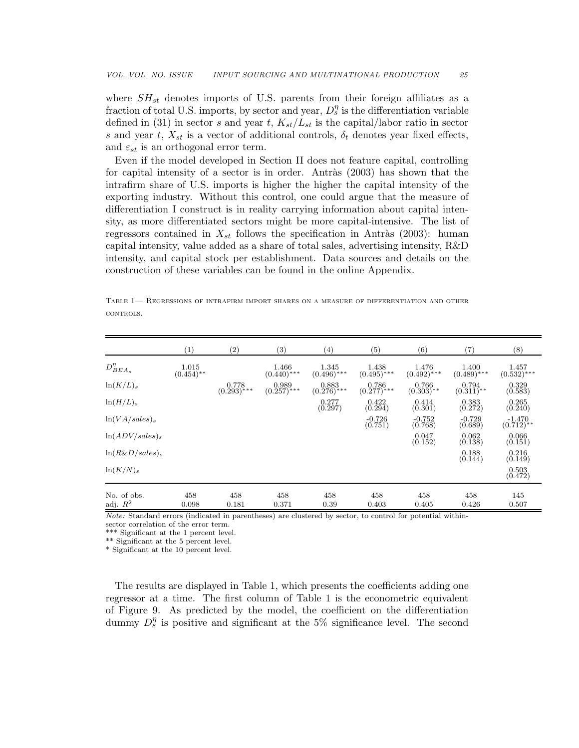where $SH_{st}$ denotes imports of U.S. parents from their foreign affiliates as a fraction of total U.S. imports, by sector and year, $D_s^\eta$ is the differentiation variable defined in (31) in sector $s$ and year $t$, $K_{st}/L_{st}$ is the capital/labor ratio in sector $s$ and year $t$, $X_{st}$ is a vector of additional controls, $\delta_t$ denotes year fixed effects, and $\varepsilon_{st}$ is an orthogonal error term.

Even if the model developed in Section II does not feature capital, controlling for capital intensity of a sector is in order. Antràs (2003) has shown that the intrafirm share of U.S. imports is higher the higher the capital intensity of the exporting industry. Without this control, one could argue that the measure of differentiation I construct is in reality carrying information about capital intensity, as more differentiated sectors might be more capital-intensive. The list of regressors contained in $X_{st}$ follows the specification in Antràs (2003): human capital intensity, value added as a share of total sales, advertising intensity, R&D intensity, and capital stock per establishment. Data sources and details on the construction of these variables can be found in the online Appendix.

Table 1— Regressions of intrafirm import shares on a measure of differentiation and other controls.

| | (1) | (2) | (3) | (4) | (5) | (6) | (7) | (8) |
|---|---|---|---|---|---|---|---|---|
| $D^\eta_{BEA_s}$ | 1.015 (0.454)** | | 1.466 (0.440)*** | 1.345 (0.496)*** | 1.438 (0.495)*** | 1.476 (0.492)*** | 1.400 (0.489)*** | 1.457 (0.532)*** |
| $\ln(K/L)_s$ | | 0.778 (0.293)*** | 0.989 (0.257)*** | 0.883 (0.276)*** | 0.786 (0.277)*** | 0.766 (0.303)** | 0.794 (0.311)** | 0.329 (0.583) |
| $\ln(H/L)_s$ | | | | 0.277 (0.297) | 0.422 (0.294) | 0.414 (0.301) | 0.383 (0.272) | 0.265 (0.240) |
| $\ln(VA/sales)_s$ | | | | | -0.726 (0.751) | -0.752 (0.768) | -0.729 (0.689) | -1.470 (0.712)** |
| $\ln(ADV/sales)_s$ | | | | | | 0.047 (0.152) | 0.062 (0.138) | 0.066 (0.151) |
| $\ln(R\&D/sales)_s$ | | | | | | | 0.188 (0.144) | 0.216 (0.149) |
| $\ln(K/N)_s$ | | | | | | | | 0.503 (0.472) |
| No. of obs. | 458 | 458 | 458 | 458 | 458 | 458 | 458 | 145 |
| adj. $R^2$ | 0.098 | 0.181 | 0.371 | 0.39 | 0.403 | 0.405 | 0.426 | 0.507 |

*Note:* Standard errors (indicated in parentheses) are clustered by sector, to control for potential within-sector correlation of the error term.
*** Significant at the 1 percent level.
** Significant at the 5 percent level.
* Significant at the 10 percent level.

The results are displayed in Table 1, which presents the coefficients adding one regressor at a time. The first column of Table 1 is the econometric equivalent of Figure 9. As predicted by the model, the coefficient on the differentiation dummy $D_s^\eta$ is positive and significant at the 5% significance level. The second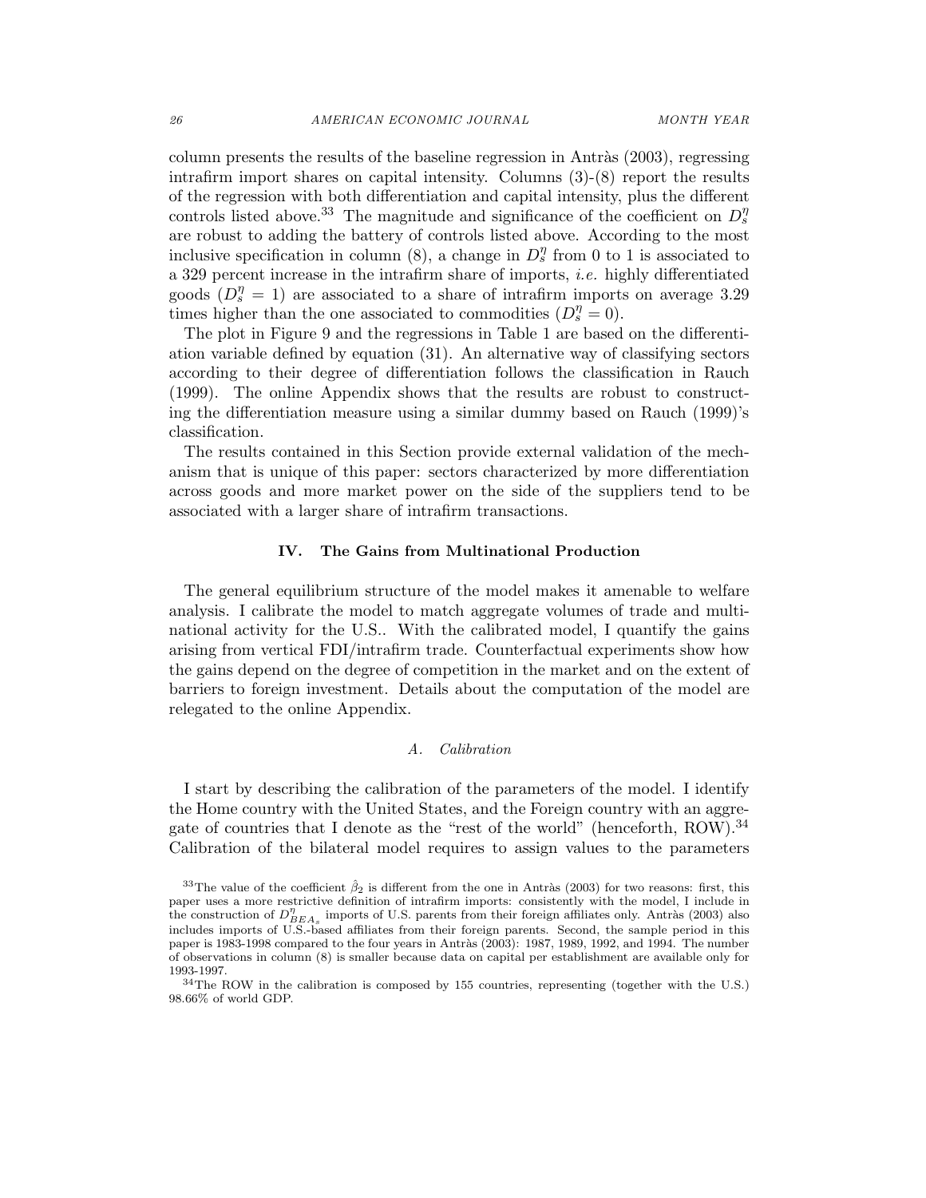column presents the results of the baseline regression in Antràs (2003), regressing intrafirm import shares on capital intensity. Columns (3)-(8) report the results of the regression with both differentiation and capital intensity, plus the different controls listed above.[33] The magnitude and significance of the coefficient on $D_s^{\eta}$ are robust to adding the battery of controls listed above. According to the most inclusive specification in column (8), a change in $D_s^{\eta}$ from 0 to 1 is associated to a 329 percent increase in the intrafirm share of imports, *i.e.* highly differentiated goods ($D_s^{\eta} = 1$) are associated to a share of intrafirm imports on average 3.29 times higher than the one associated to commodities ($D_s^{\eta} = 0$).

The plot in Figure 9 and the regressions in Table 1 are based on the differentiation variable defined by equation (31). An alternative way of classifying sectors according to their degree of differentiation follows the classification in Rauch (1999). The online Appendix shows that the results are robust to constructing the differentiation measure using a similar dummy based on Rauch (1999)'s classification.

The results contained in this Section provide external validation of the mechanism that is unique of this paper: sectors characterized by more differentiation across goods and more market power on the side of the suppliers tend to be associated with a larger share of intrafirm transactions.

## IV. The Gains from Multinational Production

The general equilibrium structure of the model makes it amenable to welfare analysis. I calibrate the model to match aggregate volumes of trade and multinational activity for the U.S.. With the calibrated model, I quantify the gains arising from vertical FDI/intrafirm trade. Counterfactual experiments show how the gains depend on the degree of competition in the market and on the extent of barriers to foreign investment. Details about the computation of the model are relegated to the online Appendix.

### A. Calibration

I start by describing the calibration of the parameters of the model. I identify the Home country with the United States, and the Foreign country with an aggregate of countries that I denote as the "rest of the world" (henceforth, ROW).[34] Calibration of the bilateral model requires to assign values to the parameters

[33] The value of the coefficient $\hat{\beta}_2$ is different from the one in Antràs (2003) for two reasons: first, this paper uses a more restrictive definition of intrafirm imports: consistently with the model, I include in the construction of $D_{BEA_s}^{\eta}$ imports of U.S. parents from their foreign affiliates only. Antràs (2003) also includes imports of U.S.-based affiliates from their foreign parents. Second, the sample period in this paper is 1983-1998 compared to the four years in Antràs (2003): 1987, 1989, 1992, and 1994. The number of observations in column (8) is smaller because data on capital per establishment are available only for 1993-1997.

[34] The ROW in the calibration is composed by 155 countries, representing (together with the U.S.) 98.66% of world GDP.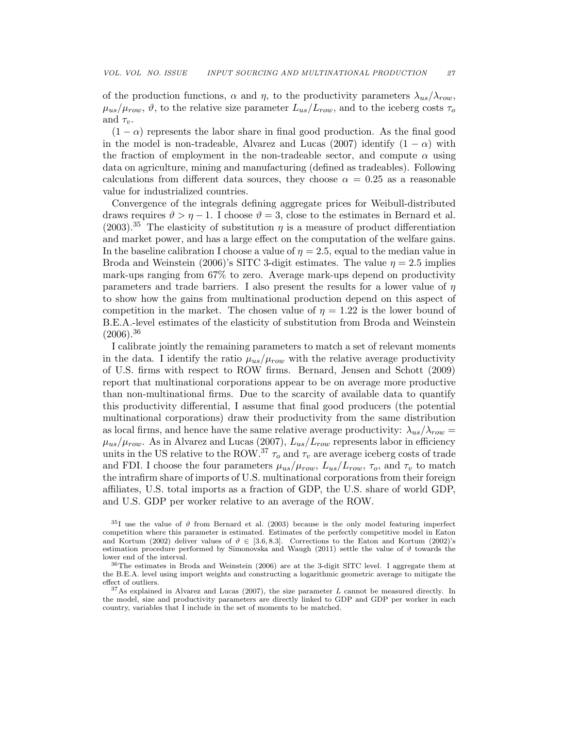of the production functions, $\alpha$ and $\eta$, to the productivity parameters $\lambda_{us}/\lambda_{row}$, $\mu_{us}/\mu_{row}$, $\vartheta$, to the relative size parameter $L_{us}/L_{row}$, and to the iceberg costs $\tau_o$ and $\tau_v$.

$(1-\alpha)$ represents the labor share in final good production. As the final good in the model is non-tradeable, Alvarez and Lucas (2007) identify $(1-\alpha)$ with the fraction of employment in the non-tradeable sector, and compute $\alpha$ using data on agriculture, mining and manufacturing (defined as tradeables). Following calculations from different data sources, they choose $\alpha = 0.25$ as a reasonable value for industrialized countries.

Convergence of the integrals defining aggregate prices for Weibull-distributed draws requires $\vartheta > \eta - 1$. I choose $\vartheta = 3$, close to the estimates in Bernard et al. (2003).[35] The elasticity of substitution $\eta$ is a measure of product differentiation and market power, and has a large effect on the computation of the welfare gains. In the baseline calibration I choose a value of $\eta = 2.5$, equal to the median value in Broda and Weinstein (2006)'s SITC 3-digit estimates. The value $\eta = 2.5$ implies mark-ups ranging from 67% to zero. Average mark-ups depend on productivity parameters and trade barriers. I also present the results for a lower value of $\eta$ to show how the gains from multinational production depend on this aspect of competition in the market. The chosen value of $\eta = 1.22$ is the lower bound of B.E.A.-level estimates of the elasticity of substitution from Broda and Weinstein (2006).[36]

I calibrate jointly the remaining parameters to match a set of relevant moments in the data. I identify the ratio $\mu_{us}/\mu_{row}$ with the relative average productivity of U.S. firms with respect to ROW firms. Bernard, Jensen and Schott (2009) report that multinational corporations appear to be on average more productive than non-multinational firms. Due to the scarcity of available data to quantify this productivity differential, I assume that final good producers (the potential multinational corporations) draw their productivity from the same distribution as local firms, and hence have the same relative average productivity: $\lambda_{us}/\lambda_{row} = \mu_{us}/\mu_{row}$. As in Alvarez and Lucas (2007), $L_{us}/L_{row}$ represents labor in efficiency units in the US relative to the ROW.[37] $\tau_o$ and $\tau_v$ are average iceberg costs of trade and FDI. I choose the four parameters $\mu_{us}/\mu_{row}$, $L_{us}/L_{row}$, $\tau_o$, and $\tau_v$ to match the intrafirm share of imports of U.S. multinational corporations from their foreign affiliates, U.S. total imports as a fraction of GDP, the U.S. share of world GDP, and U.S. GDP per worker relative to an average of the ROW.

[35] I use the value of $\vartheta$ from Bernard et al. (2003) because is the only model featuring imperfect competition where this parameter is estimated. Estimates of the perfectly competitive model in Eaton and Kortum (2002) deliver values of $\vartheta \in [3.6, 8.3]$. Corrections to the Eaton and Kortum (2002)'s estimation procedure performed by Simonovska and Waugh (2011) settle the value of $\vartheta$ towards the lower end of the interval.

[36] The estimates in Broda and Weinstein (2006) are at the 3-digit SITC level. I aggregate them at the B.E.A. level using import weights and constructing a logarithmic geometric average to mitigate the effect of outliers.

[37] As explained in Alvarez and Lucas (2007), the size parameter $L$ cannot be measured directly. In the model, size and productivity parameters are directly linked to GDP and GDP per worker in each country, variables that I include in the set of moments to be matched.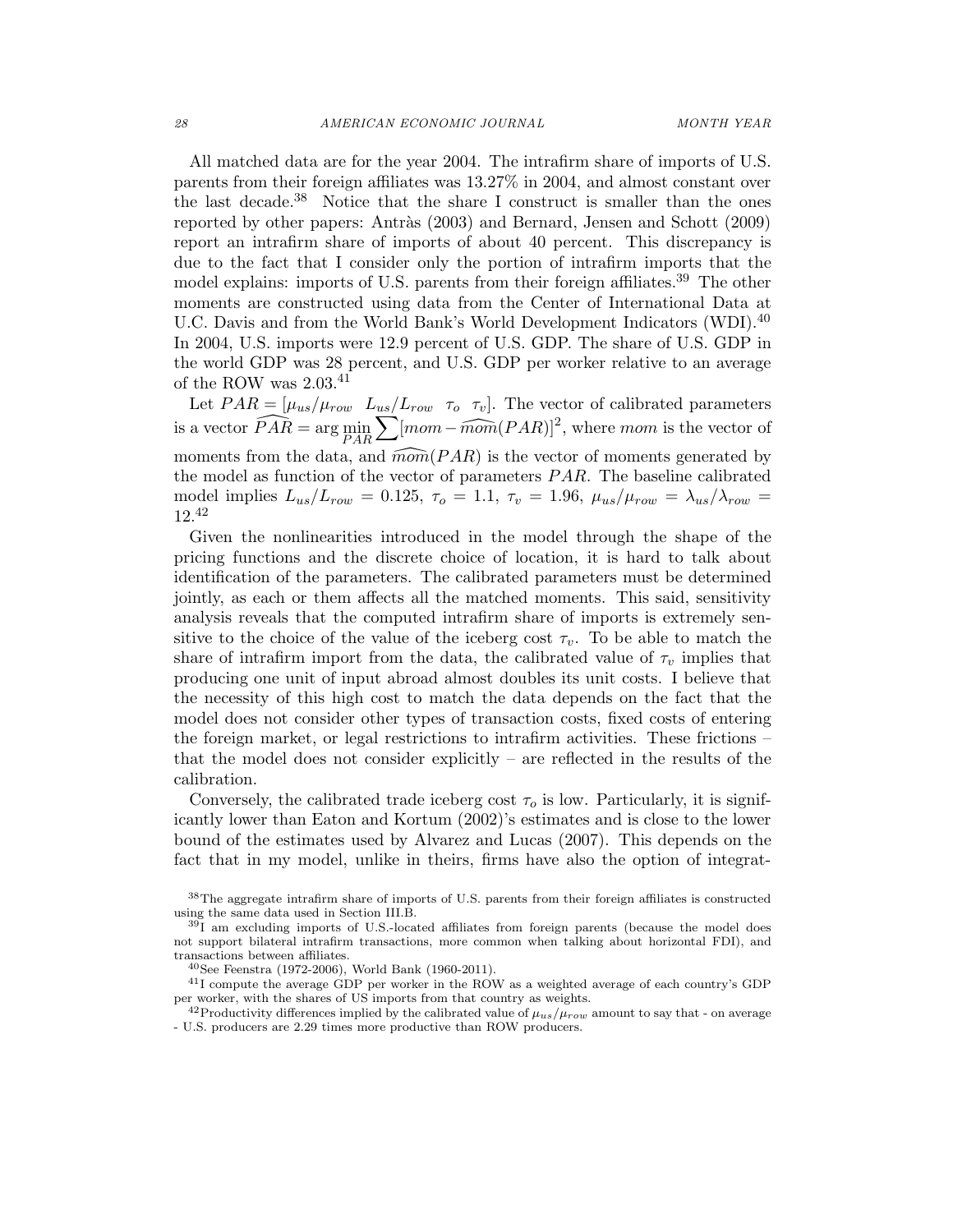All matched data are for the year 2004. The intrafirm share of imports of U.S. parents from their foreign affiliates was 13.27% in 2004, and almost constant over the last decade.[38] Notice that the share I construct is smaller than the ones reported by other papers: Antràs (2003) and Bernard, Jensen and Schott (2009) report an intrafirm share of imports of about 40 percent. This discrepancy is due to the fact that I consider only the portion of intrafirm imports that the model explains: imports of U.S. parents from their foreign affiliates.[39] The other moments are constructed using data from the Center of International Data at U.C. Davis and from the World Bank's World Development Indicators (WDI).[40] In 2004, U.S. imports were 12.9 percent of U.S. GDP. The share of U.S. GDP in the world GDP was 28 percent, and U.S. GDP per worker relative to an average of the ROW was 2.03.[41]

Let $PAR = [\mu_{us}/\mu_{row} \;\; L_{us}/L_{row} \;\; \tau_o \;\; \tau_v]$. The vector of calibrated parameters is a vector $\widehat{PAR} = \arg\min_{PAR} \sum [mom - \widehat{mom}(PAR)]^2$, where $mom$ is the vector of moments from the data, and $\widehat{mom}(PAR)$ is the vector of moments generated by the model as function of the vector of parameters $PAR$. The baseline calibrated model implies $L_{us}/L_{row} = 0.125$, $\tau_o = 1.1$, $\tau_v = 1.96$, $\mu_{us}/\mu_{row} = \lambda_{us}/\lambda_{row} = 12$.[42]

Given the nonlinearities introduced in the model through the shape of the pricing functions and the discrete choice of location, it is hard to talk about identification of the parameters. The calibrated parameters must be determined jointly, as each or them affects all the matched moments. This said, sensitivity analysis reveals that the computed intrafirm share of imports is extremely sensitive to the choice of the value of the iceberg cost $\tau_v$. To be able to match the share of intrafirm import from the data, the calibrated value of $\tau_v$ implies that producing one unit of input abroad almost doubles its unit costs. I believe that the necessity of this high cost to match the data depends on the fact that the model does not consider other types of transaction costs, fixed costs of entering the foreign market, or legal restrictions to intrafirm activities. These frictions – that the model does not consider explicitly – are reflected in the results of the calibration.

Conversely, the calibrated trade iceberg cost $\tau_o$ is low. Particularly, it is significantly lower than Eaton and Kortum (2002)'s estimates and is close to the lower bound of the estimates used by Alvarez and Lucas (2007). This depends on the fact that in my model, unlike in theirs, firms have also the option of integrat-

[38]The aggregate intrafirm share of imports of U.S. parents from their foreign affiliates is constructed using the same data used in Section III.B.

[39]I am excluding imports of U.S.-located affiliates from foreign parents (because the model does not support bilateral intrafirm transactions, more common when talking about horizontal FDI), and transactions between affiliates.

[40]See Feenstra (1972-2006), World Bank (1960-2011).

[41]I compute the average GDP per worker in the ROW as a weighted average of each country's GDP per worker, with the shares of US imports from that country as weights.

[42]Productivity differences implied by the calibrated value of $\mu_{us}/\mu_{row}$ amount to say that - on average - U.S. producers are 2.29 times more productive than ROW producers.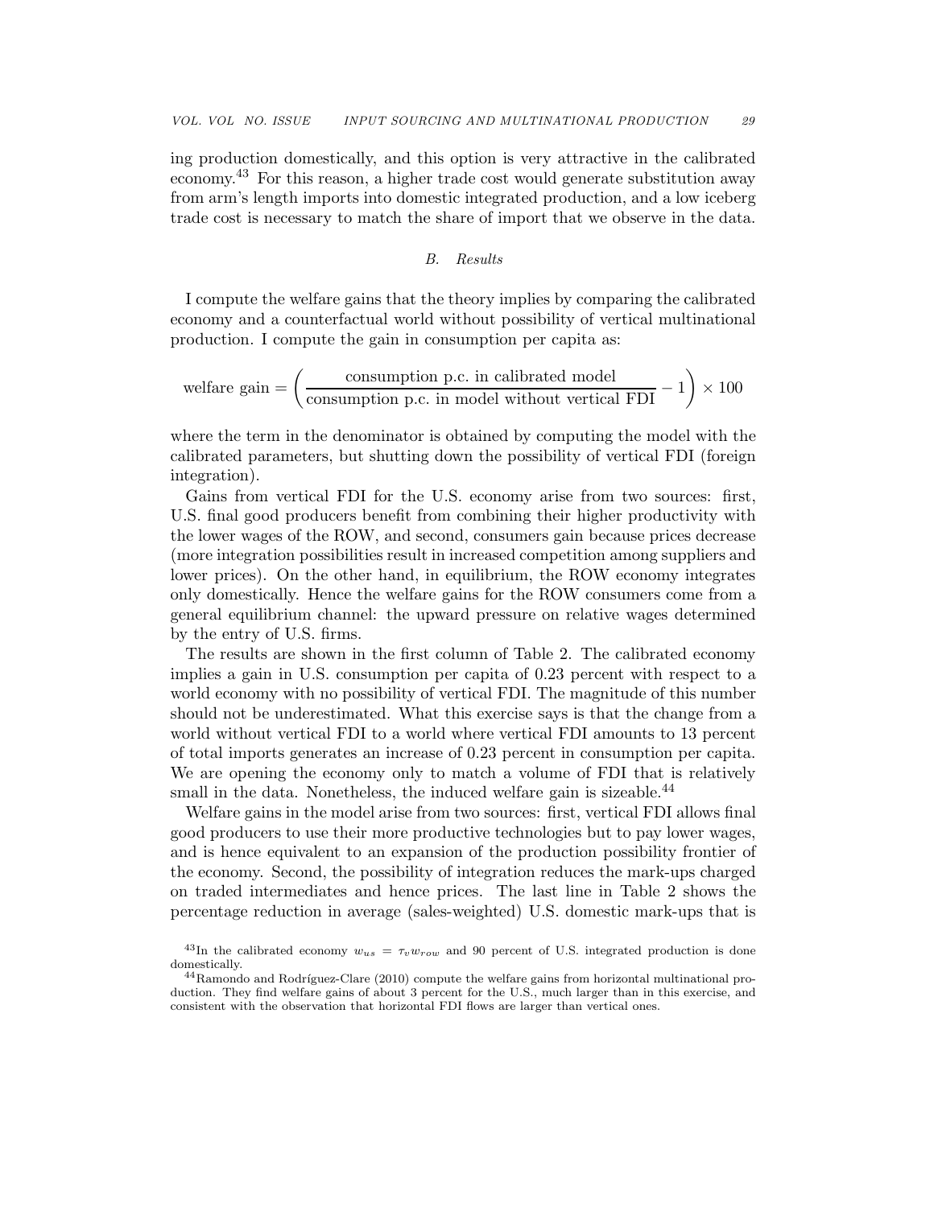ing production domestically, and this option is very attractive in the calibrated economy.[43] For this reason, a higher trade cost would generate substitution away from arm's length imports into domestic integrated production, and a low iceberg trade cost is necessary to match the share of import that we observe in the data.

### B. Results

I compute the welfare gains that the theory implies by comparing the calibrated economy and a counterfactual world without possibility of vertical multinational production. I compute the gain in consumption per capita as:

$$\text{welfare gain} = \left( \frac{\text{consumption p.c. in calibrated model}}{\text{consumption p.c. in model without vertical FDI}} - 1 \right) \times 100$$

where the term in the denominator is obtained by computing the model with the calibrated parameters, but shutting down the possibility of vertical FDI (foreign integration).

Gains from vertical FDI for the U.S. economy arise from two sources: first, U.S. final good producers benefit from combining their higher productivity with the lower wages of the ROW, and second, consumers gain because prices decrease (more integration possibilities result in increased competition among suppliers and lower prices). On the other hand, in equilibrium, the ROW economy integrates only domestically. Hence the welfare gains for the ROW consumers come from a general equilibrium channel: the upward pressure on relative wages determined by the entry of U.S. firms.

The results are shown in the first column of Table 2. The calibrated economy implies a gain in U.S. consumption per capita of 0.23 percent with respect to a world economy with no possibility of vertical FDI. The magnitude of this number should not be underestimated. What this exercise says is that the change from a world without vertical FDI to a world where vertical FDI amounts to 13 percent of total imports generates an increase of 0.23 percent in consumption per capita. We are opening the economy only to match a volume of FDI that is relatively small in the data. Nonetheless, the induced welfare gain is sizeable.[44]

Welfare gains in the model arise from two sources: first, vertical FDI allows final good producers to use their more productive technologies but to pay lower wages, and is hence equivalent to an expansion of the production possibility frontier of the economy. Second, the possibility of integration reduces the mark-ups charged on traded intermediates and hence prices. The last line in Table 2 shows the percentage reduction in average (sales-weighted) U.S. domestic mark-ups that is

[43] In the calibrated economy $w_{us} = \tau_v w_{row}$ and 90 percent of U.S. integrated production is done domestically.

[44] Ramondo and Rodríguez-Clare (2010) compute the welfare gains from horizontal multinational production. They find welfare gains of about 3 percent for the U.S., much larger than in this exercise, and consistent with the observation that horizontal FDI flows are larger than vertical ones.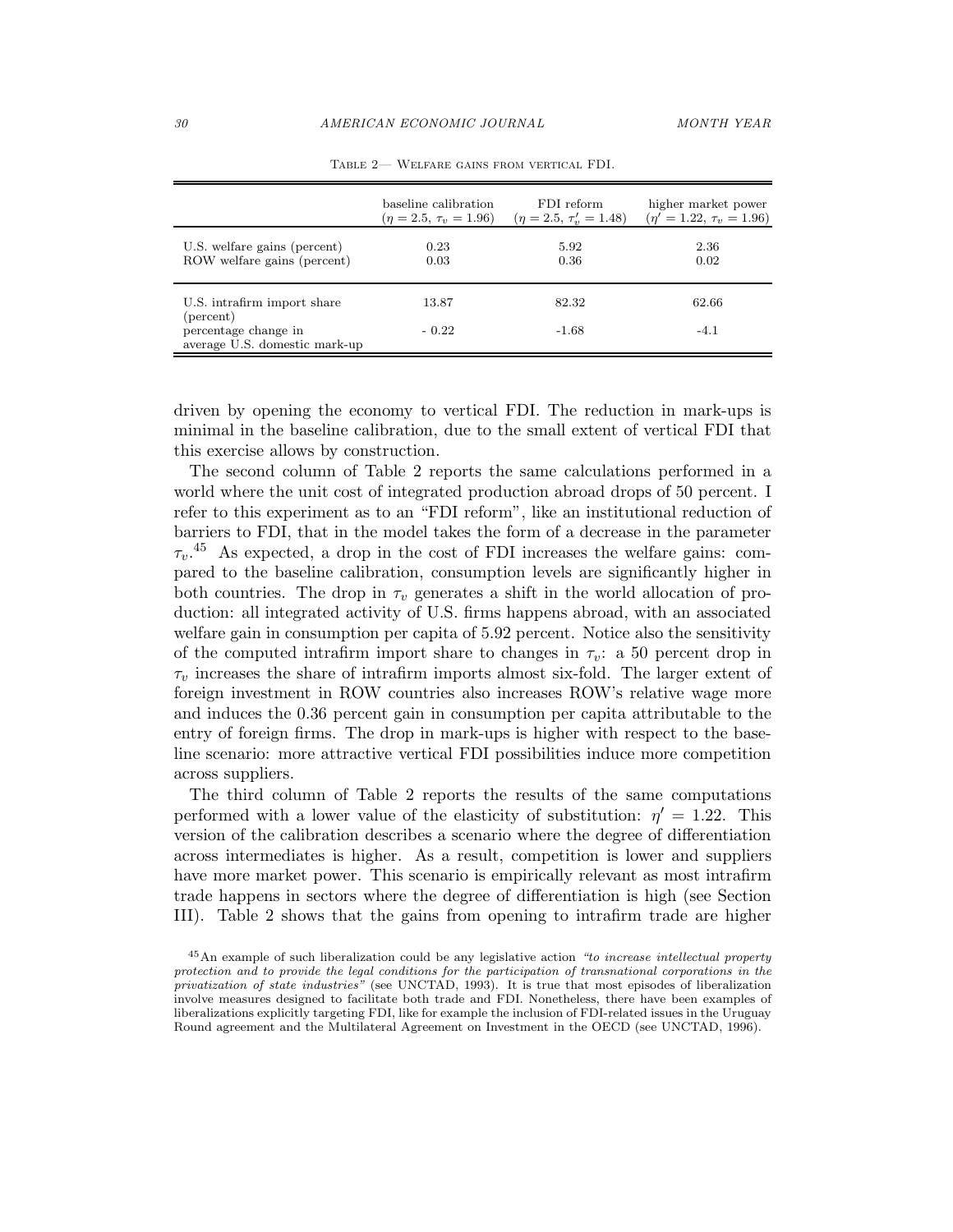Table 2— Welfare gains from vertical FDI.

| | baseline calibration ($\eta = 2.5$, $\tau_v = 1.96$) | FDI reform ($\eta = 2.5$, $\tau_v' = 1.48$) | higher market power ($\eta' = 1.22$, $\tau_v = 1.96$) |
|---|---|---|---|
| U.S. welfare gains (percent) | 0.23 | 5.92 | 2.36 |
| ROW welfare gains (percent) | 0.03 | 0.36 | 0.02 |
| U.S. intrafirm import share (percent) | 13.87 | 82.32 | 62.66 |
| percentage change in average U.S. domestic mark-up | - 0.22 | -1.68 | -4.1 |

driven by opening the economy to vertical FDI. The reduction in mark-ups is minimal in the baseline calibration, due to the small extent of vertical FDI that this exercise allows by construction.

The second column of Table 2 reports the same calculations performed in a world where the unit cost of integrated production abroad drops of 50 percent. I refer to this experiment as to an "FDI reform", like an institutional reduction of barriers to FDI, that in the model takes the form of a decrease in the parameter $\tau_v$.[45] As expected, a drop in the cost of FDI increases the welfare gains: compared to the baseline calibration, consumption levels are significantly higher in both countries. The drop in $\tau_v$ generates a shift in the world allocation of production: all integrated activity of U.S. firms happens abroad, with an associated welfare gain in consumption per capita of 5.92 percent. Notice also the sensitivity of the computed intrafirm import share to changes in $\tau_v$: a 50 percent drop in $\tau_v$ increases the share of intrafirm imports almost six-fold. The larger extent of foreign investment in ROW countries also increases ROW's relative wage more and induces the 0.36 percent gain in consumption per capita attributable to the entry of foreign firms. The drop in mark-ups is higher with respect to the baseline scenario: more attractive vertical FDI possibilities induce more competition across suppliers.

The third column of Table 2 reports the results of the same computations performed with a lower value of the elasticity of substitution: $\eta' = 1.22$. This version of the calibration describes a scenario where the degree of differentiation across intermediates is higher. As a result, competition is lower and suppliers have more market power. This scenario is empirically relevant as most intrafirm trade happens in sectors where the degree of differentiation is high (see Section III). Table 2 shows that the gains from opening to intrafirm trade are higher

[45] An example of such liberalization could be any legislative action *"to increase intellectual property protection and to provide the legal conditions for the participation of transnational corporations in the privatization of state industries"* (see UNCTAD, 1993). It is true that most episodes of liberalization involve measures designed to facilitate both trade and FDI. Nonetheless, there have been examples of liberalizations explicitly targeting FDI, like for example the inclusion of FDI-related issues in the Uruguay Round agreement and the Multilateral Agreement on Investment in the OECD (see UNCTAD, 1996).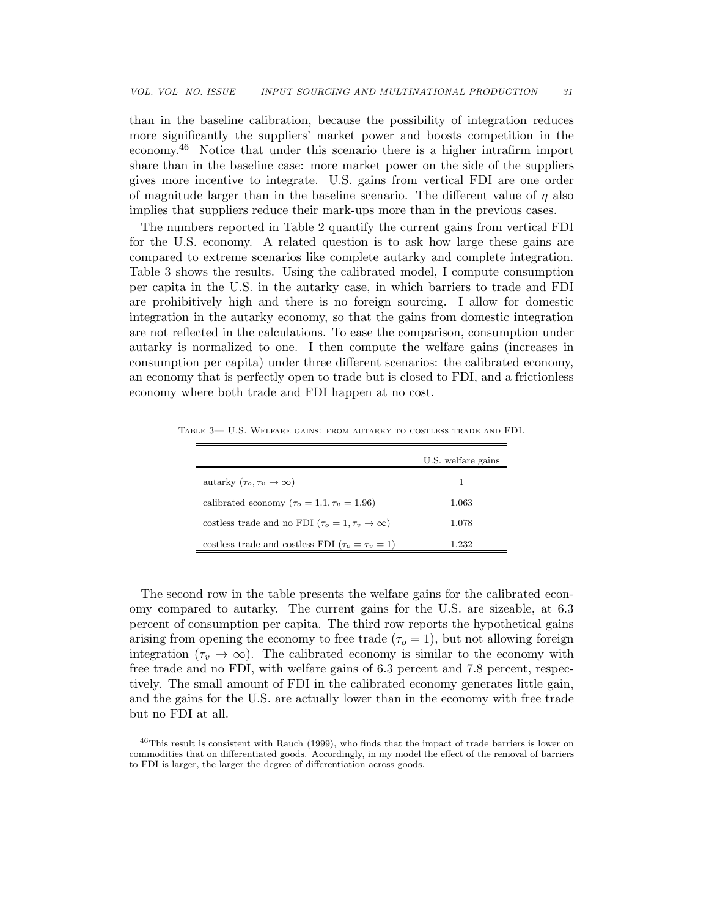than in the baseline calibration, because the possibility of integration reduces more significantly the suppliers' market power and boosts competition in the economy.[46] Notice that under this scenario there is a higher intrafirm import share than in the baseline case: more market power on the side of the suppliers gives more incentive to integrate. U.S. gains from vertical FDI are one order of magnitude larger than in the baseline scenario. The different value of $\eta$ also implies that suppliers reduce their mark-ups more than in the previous cases.

The numbers reported in Table 2 quantify the current gains from vertical FDI for the U.S. economy. A related question is to ask how large these gains are compared to extreme scenarios like complete autarky and complete integration. Table 3 shows the results. Using the calibrated model, I compute consumption per capita in the U.S. in the autarky case, in which barriers to trade and FDI are prohibitively high and there is no foreign sourcing. I allow for domestic integration in the autarky economy, so that the gains from domestic integration are not reflected in the calculations. To ease the comparison, consumption under autarky is normalized to one. I then compute the welfare gains (increases in consumption per capita) under three different scenarios: the calibrated economy, an economy that is perfectly open to trade but is closed to FDI, and a frictionless economy where both trade and FDI happen at no cost.

Table 3— U.S. Welfare gains: from autarky to costless trade and FDI.

| | U.S. welfare gains |
|---|---|
| autarky ($\tau_o, \tau_v \to \infty$) | 1 |
| calibrated economy ($\tau_o = 1.1, \tau_v = 1.96$) | 1.063 |
| costless trade and no FDI ($\tau_o = 1, \tau_v \to \infty$) | 1.078 |
| costless trade and costless FDI ($\tau_o = \tau_v = 1$) | 1.232 |

The second row in the table presents the welfare gains for the calibrated economy compared to autarky. The current gains for the U.S. are sizeable, at 6.3 percent of consumption per capita. The third row reports the hypothetical gains arising from opening the economy to free trade ($\tau_o = 1$), but not allowing foreign integration ($\tau_v \to \infty$). The calibrated economy is similar to the economy with free trade and no FDI, with welfare gains of 6.3 percent and 7.8 percent, respectively. The small amount of FDI in the calibrated economy generates little gain, and the gains for the U.S. are actually lower than in the economy with free trade but no FDI at all.

[46] This result is consistent with Rauch (1999), who finds that the impact of trade barriers is lower on commodities that on differentiated goods. Accordingly, in my model the effect of the removal of barriers to FDI is larger, the larger the degree of differentiation across goods.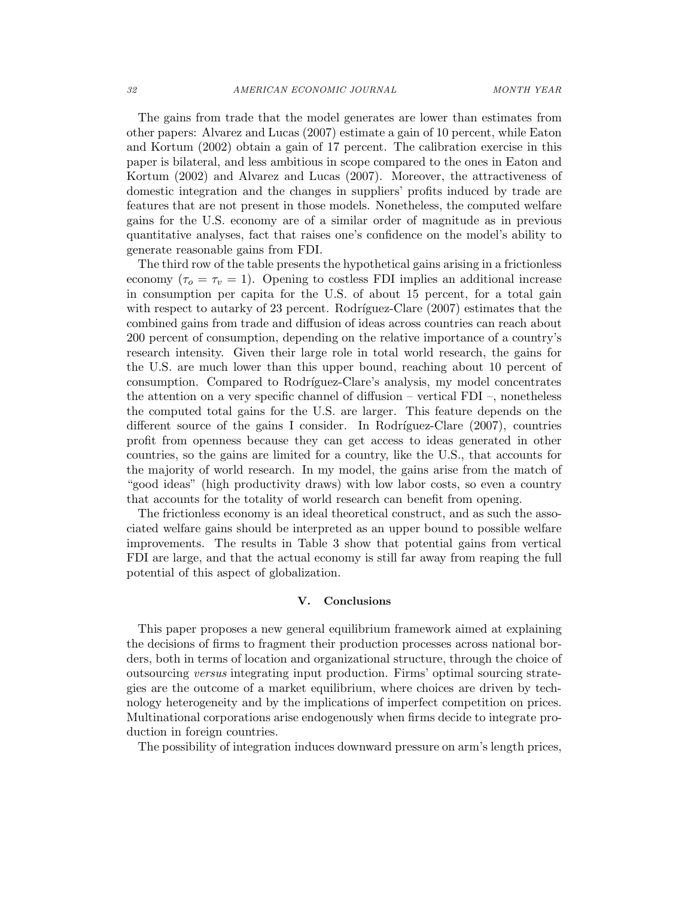The gains from trade that the model generates are lower than estimates from other papers: Alvarez and Lucas (2007) estimate a gain of 10 percent, while Eaton and Kortum (2002) obtain a gain of 17 percent. The calibration exercise in this paper is bilateral, and less ambitious in scope compared to the ones in Eaton and Kortum (2002) and Alvarez and Lucas (2007). Moreover, the attractiveness of domestic integration and the changes in suppliers' profits induced by trade are features that are not present in those models. Nonetheless, the computed welfare gains for the U.S. economy are of a similar order of magnitude as in previous quantitative analyses, fact that raises one's confidence on the model's ability to generate reasonable gains from FDI.

The third row of the table presents the hypothetical gains arising in a frictionless economy ($\tau_o = \tau_v = 1$). Opening to costless FDI implies an additional increase in consumption per capita for the U.S. of about 15 percent, for a total gain with respect to autarky of 23 percent. Rodríguez-Clare (2007) estimates that the combined gains from trade and diffusion of ideas across countries can reach about 200 percent of consumption, depending on the relative importance of a country's research intensity. Given their large role in total world research, the gains for the U.S. are much lower than this upper bound, reaching about 10 percent of consumption. Compared to Rodríguez-Clare's analysis, my model concentrates the attention on a very specific channel of diffusion – vertical FDI –, nonetheless the computed total gains for the U.S. are larger. This feature depends on the different source of the gains I consider. In Rodríguez-Clare (2007), countries profit from openness because they can get access to ideas generated in other countries, so the gains are limited for a country, like the U.S., that accounts for the majority of world research. In my model, the gains arise from the match of "good ideas" (high productivity draws) with low labor costs, so even a country that accounts for the totality of world research can benefit from opening.

The frictionless economy is an ideal theoretical construct, and as such the associated welfare gains should be interpreted as an upper bound to possible welfare improvements. The results in Table 3 show that potential gains from vertical FDI are large, and that the actual economy is still far away from reaping the full potential of this aspect of globalization.

## V. Conclusions

This paper proposes a new general equilibrium framework aimed at explaining the decisions of firms to fragment their production processes across national borders, both in terms of location and organizational structure, through the choice of outsourcing *versus* integrating input production. Firms' optimal sourcing strategies are the outcome of a market equilibrium, where choices are driven by technology heterogeneity and by the implications of imperfect competition on prices. Multinational corporations arise endogenously when firms decide to integrate production in foreign countries.

The possibility of integration induces downward pressure on arm's length prices,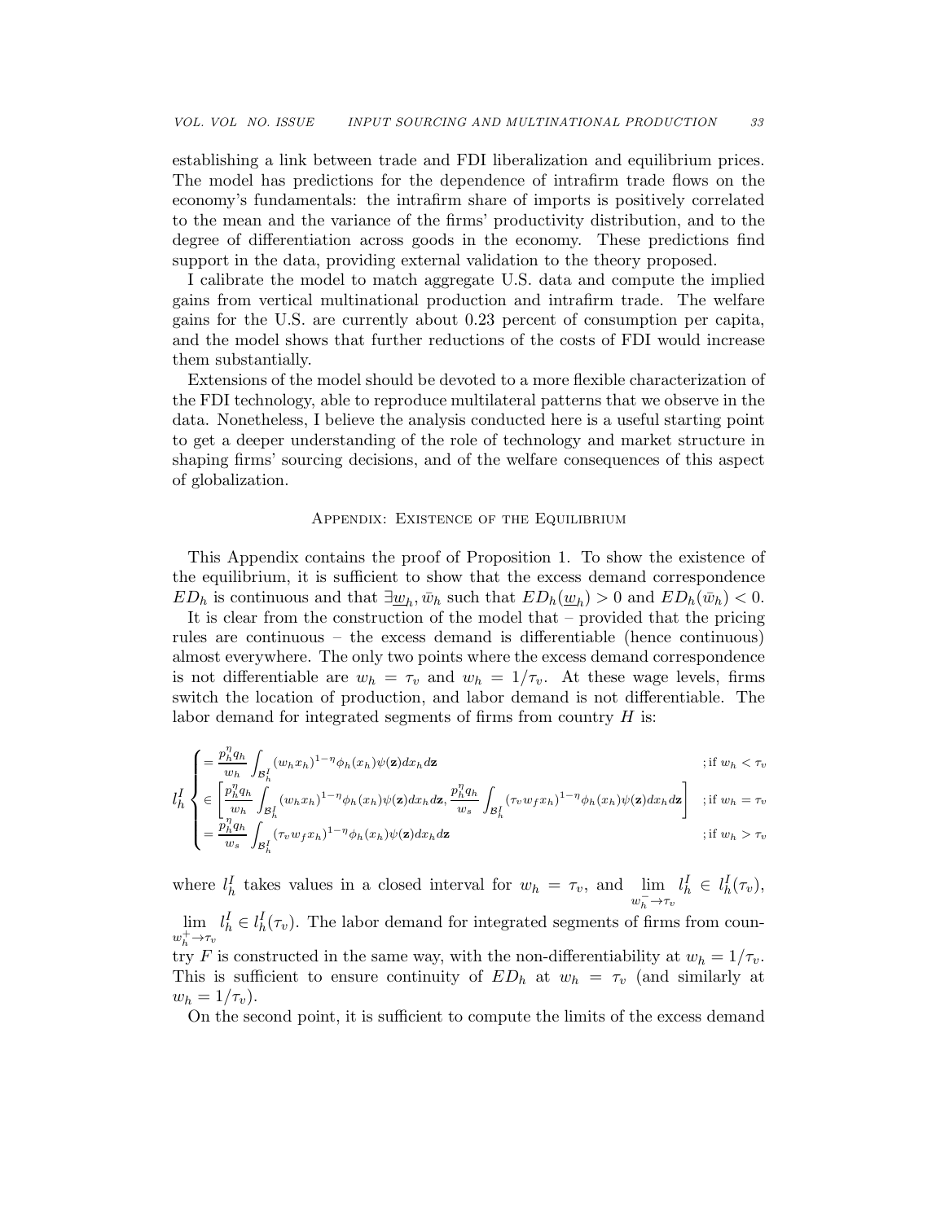establishing a link between trade and FDI liberalization and equilibrium prices. The model has predictions for the dependence of intrafirm trade flows on the economy's fundamentals: the intrafirm share of imports is positively correlated to the mean and the variance of the firms' productivity distribution, and to the degree of differentiation across goods in the economy. These predictions find support in the data, providing external validation to the theory proposed.

I calibrate the model to match aggregate U.S. data and compute the implied gains from vertical multinational production and intrafirm trade. The welfare gains for the U.S. are currently about 0.23 percent of consumption per capita, and the model shows that further reductions of the costs of FDI would increase them substantially.

Extensions of the model should be devoted to a more flexible characterization of the FDI technology, able to reproduce multilateral patterns that we observe in the data. Nonetheless, I believe the analysis conducted here is a useful starting point to get a deeper understanding of the role of technology and market structure in shaping firms' sourcing decisions, and of the welfare consequences of this aspect of globalization.

## Appendix: Existence of the Equilibrium

This Appendix contains the proof of Proposition 1. To show the existence of the equilibrium, it is sufficient to show that the excess demand correspondence $ED_h$ is continuous and that $\exists \underline{w}_h, \bar{w}_h$ such that $ED_h(\underline{w}_h) > 0$ and $ED_h(\bar{w}_h) < 0$.

It is clear from the construction of the model that – provided that the pricing rules are continuous – the excess demand is differentiable (hence continuous) almost everywhere. The only two points where the excess demand correspondence is not differentiable are $w_h = \tau_v$ and $w_h = 1/\tau_v$. At these wage levels, firms switch the location of production, and labor demand is not differentiable. The labor demand for integrated segments of firms from country $H$ is:

$$l_h^I \begin{cases} = \dfrac{p_h^\eta q_h}{w_h} \displaystyle\int_{\mathcal{B}_h^I} (w_h x_h)^{1-\eta} \phi_h(x_h) \psi(\mathbf{z}) dx_h d\mathbf{z} & ; \text{if } w_h < \tau_v \\ \in \left[ \dfrac{p_h^\eta q_h}{w_h} \displaystyle\int_{\mathcal{B}_h^I} (w_h x_h)^{1-\eta} \phi_h(x_h) \psi(\mathbf{z}) dx_h d\mathbf{z}, \dfrac{p_h^\eta q_h}{w_s} \displaystyle\int_{\mathcal{B}_h^I} (\tau_v w_f x_h)^{1-\eta} \phi_h(x_h) \psi(\mathbf{z}) dx_h d\mathbf{z} \right] & ; \text{if } w_h = \tau_v \\ = \dfrac{p_h^\eta q_h}{w_s} \displaystyle\int_{\mathcal{B}_h^I} (\tau_v w_f x_h)^{1-\eta} \phi_h(x_h) \psi(\mathbf{z}) dx_h d\mathbf{z} & ; \text{if } w_h > \tau_v \end{cases}$$

where $l_h^I$ takes values in a closed interval for $w_h = \tau_v$, and $\lim_{w_h^- \to \tau_v} l_h^I \in l_h^I(\tau_v)$, $\lim_{w_h^+ \to \tau_v} l_h^I \in l_h^I(\tau_v)$. The labor demand for integrated segments of firms from country $F$ is constructed in the same way, with the non-differentiability at $w_h = 1/\tau_v$. This is sufficient to ensure continuity of $ED_h$ at $w_h = \tau_v$ (and similarly at $w_h = 1/\tau_v$).

On the second point, it is sufficient to compute the limits of the excess demand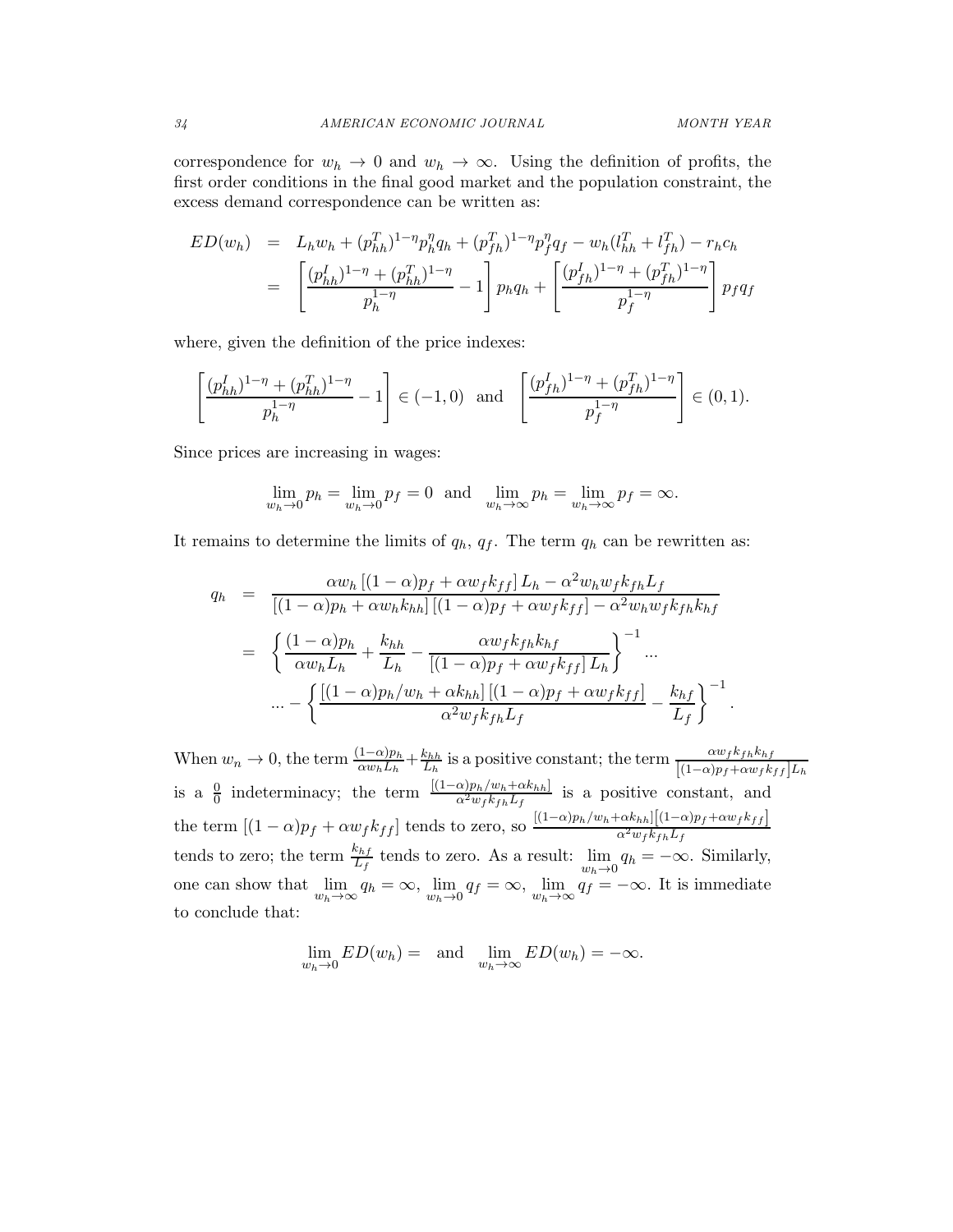correspondence for $w_h \to 0$ and $w_h \to \infty$. Using the definition of profits, the first order conditions in the final good market and the population constraint, the excess demand correspondence can be written as:

$$
\begin{aligned}
ED(w_h) &= L_h w_h + (p^T_{hh})^{1-\eta} p^\eta_h q_h + (p^T_{fh})^{1-\eta} p^\eta_f q_f - w_h(l^T_{hh} + l^T_{fh}) - r_h c_h \\
&= \left[ \frac{(p^I_{hh})^{1-\eta} + (p^T_{hh})^{1-\eta}}{p_h^{1-\eta}} - 1 \right] p_h q_h + \left[ \frac{(p^I_{fh})^{1-\eta} + (p^T_{fh})^{1-\eta}}{p_f^{1-\eta}} \right] p_f q_f
\end{aligned}
$$

where, given the definition of the price indexes:

$$
\left[ \frac{(p^I_{hh})^{1-\eta} + (p^T_{hh})^{1-\eta}}{p_h^{1-\eta}} - 1 \right] \in (-1, 0) \quad \text{and} \quad \left[ \frac{(p^I_{fh})^{1-\eta} + (p^T_{fh})^{1-\eta}}{p_f^{1-\eta}} \right] \in (0, 1).
$$

Since prices are increasing in wages:

$$
\lim_{w_h \to 0} p_h = \lim_{w_h \to 0} p_f = 0 \quad \text{and} \quad \lim_{w_h \to \infty} p_h = \lim_{w_h \to \infty} p_f = \infty.
$$

It remains to determine the limits of $q_h$, $q_f$. The term $q_h$ can be rewritten as:

$$
\begin{aligned}
q_h &= \frac{\alpha w_h \left[(1-\alpha)p_f + \alpha w_f k_{ff}\right] L_h - \alpha^2 w_h w_f k_{fh} L_f}{\left[(1-\alpha)p_h + \alpha w_h k_{hh}\right]\left[(1-\alpha)p_f + \alpha w_f k_{ff}\right] - \alpha^2 w_h w_f k_{fh} k_{hf}} \\
&= \left\{ \frac{(1-\alpha)p_h}{\alpha w_h L_h} + \frac{k_{hh}}{L_h} - \frac{\alpha w_f k_{fh} k_{hf}}{\left[(1-\alpha)p_f + \alpha w_f k_{ff}\right] L_h} \right\}^{-1} \ldots \\
&\quad \ldots - \left\{ \frac{\left[(1-\alpha)p_h/w_h + \alpha k_{hh}\right]\left[(1-\alpha)p_f + \alpha w_f k_{ff}\right]}{\alpha^2 w_f k_{fh} L_f} - \frac{k_{hf}}{L_f} \right\}^{-1}.
\end{aligned}
$$

When $w_n \to 0$, the term $\frac{(1-\alpha)p_h}{\alpha w_h L_h} + \frac{k_{hh}}{L_h}$ is a positive constant; the term $\frac{\alpha w_f k_{fh} k_{hf}}{\left[(1-\alpha)p_f + \alpha w_f k_{ff}\right] L_h}$ is a $\frac{0}{0}$ indeterminacy; the term $\frac{\left[(1-\alpha)p_h/w_h + \alpha k_{hh}\right]}{\alpha^2 w_f k_{fh} L_f}$ is a positive constant, and the term $\left[(1-\alpha)p_f + \alpha w_f k_{ff}\right]$ tends to zero, so $\frac{\left[(1-\alpha)p_h/w_h + \alpha k_{hh}\right]\left[(1-\alpha)p_f + \alpha w_f k_{ff}\right]}{\alpha^2 w_f k_{fh} L_f}$ tends to zero; the term $\frac{k_{hf}}{L_f}$ tends to zero. As a result: $\lim_{w_h \to 0} q_h = -\infty$. Similarly, one can show that $\lim_{w_h \to \infty} q_h = \infty$, $\lim_{w_h \to 0} q_f = \infty$, $\lim_{w_h \to \infty} q_f = -\infty$. It is immediate to conclude that:

$$
\lim_{w_h \to 0} ED(w_h) = \quad \text{and} \quad \lim_{w_h \to \infty} ED(w_h) = -\infty.
$$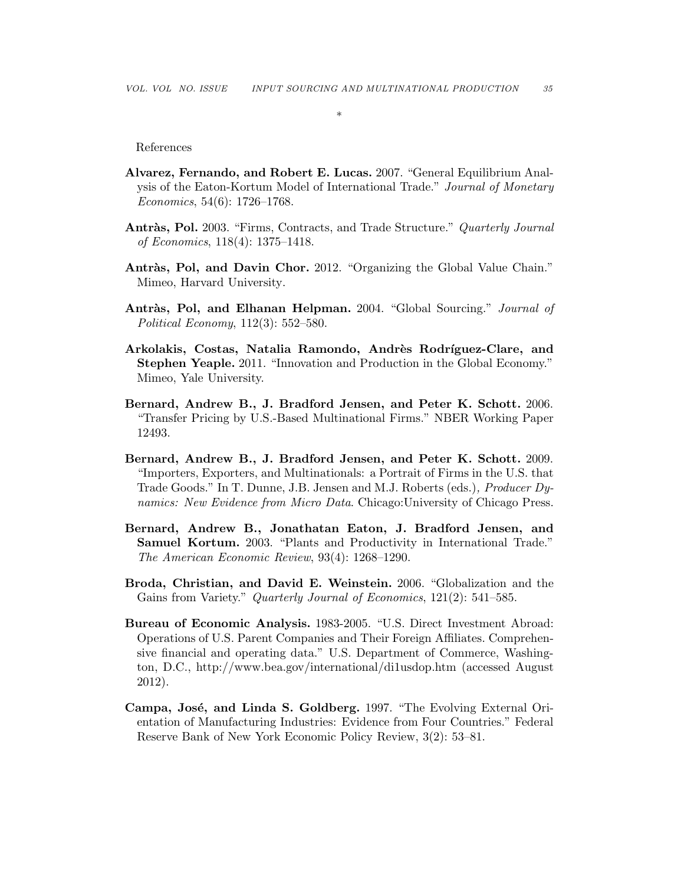\*

References

**Alvarez, Fernando, and Robert E. Lucas.** 2007. "General Equilibrium Analysis of the Eaton-Kortum Model of International Trade." *Journal of Monetary Economics*, 54(6): 1726–1768.

**Antràs, Pol.** 2003. "Firms, Contracts, and Trade Structure." *Quarterly Journal of Economics*, 118(4): 1375–1418.

**Antràs, Pol, and Davin Chor.** 2012. "Organizing the Global Value Chain." Mimeo, Harvard University.

**Antràs, Pol, and Elhanan Helpman.** 2004. "Global Sourcing." *Journal of Political Economy*, 112(3): 552–580.

**Arkolakis, Costas, Natalia Ramondo, Andrès Rodríguez-Clare, and Stephen Yeaple.** 2011. "Innovation and Production in the Global Economy." Mimeo, Yale University.

**Bernard, Andrew B., J. Bradford Jensen, and Peter K. Schott.** 2006. "Transfer Pricing by U.S.-Based Multinational Firms." NBER Working Paper 12493.

**Bernard, Andrew B., J. Bradford Jensen, and Peter K. Schott.** 2009. "Importers, Exporters, and Multinationals: a Portrait of Firms in the U.S. that Trade Goods." In T. Dunne, J.B. Jensen and M.J. Roberts (eds.), *Producer Dynamics: New Evidence from Micro Data*. Chicago:University of Chicago Press.

**Bernard, Andrew B., Jonathatan Eaton, J. Bradford Jensen, and Samuel Kortum.** 2003. "Plants and Productivity in International Trade." *The American Economic Review*, 93(4): 1268–1290.

**Broda, Christian, and David E. Weinstein.** 2006. "Globalization and the Gains from Variety." *Quarterly Journal of Economics*, 121(2): 541–585.

**Bureau of Economic Analysis.** 1983-2005. "U.S. Direct Investment Abroad: Operations of U.S. Parent Companies and Their Foreign Affiliates. Comprehensive financial and operating data." U.S. Department of Commerce, Washington, D.C., http://www.bea.gov/international/di1usdop.htm (accessed August 2012).

**Campa, José, and Linda S. Goldberg.** 1997. "The Evolving External Orientation of Manufacturing Industries: Evidence from Four Countries." Federal Reserve Bank of New York Economic Policy Review, 3(2): 53–81.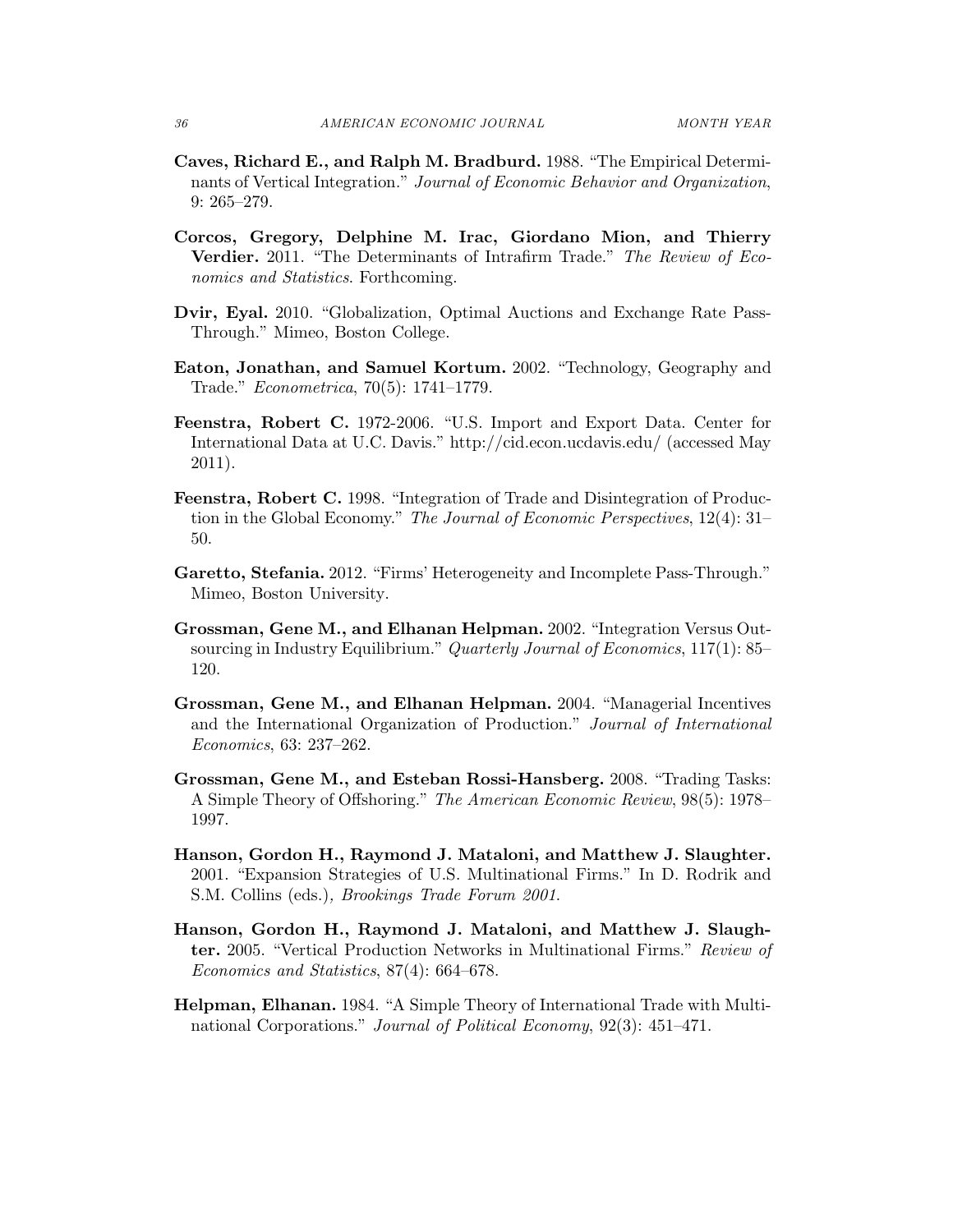**Caves, Richard E., and Ralph M. Bradburd.** 1988. "The Empirical Determinants of Vertical Integration." *Journal of Economic Behavior and Organization*, 9: 265–279.

**Corcos, Gregory, Delphine M. Irac, Giordano Mion, and Thierry Verdier.** 2011. "The Determinants of Intrafirm Trade." *The Review of Economics and Statistics*. Forthcoming.

**Dvir, Eyal.** 2010. "Globalization, Optimal Auctions and Exchange Rate Pass-Through." Mimeo, Boston College.

**Eaton, Jonathan, and Samuel Kortum.** 2002. "Technology, Geography and Trade." *Econometrica*, 70(5): 1741–1779.

**Feenstra, Robert C.** 1972-2006. "U.S. Import and Export Data. Center for International Data at U.C. Davis." http://cid.econ.ucdavis.edu/ (accessed May 2011).

**Feenstra, Robert C.** 1998. "Integration of Trade and Disintegration of Production in the Global Economy." *The Journal of Economic Perspectives*, 12(4): 31–50.

**Garetto, Stefania.** 2012. "Firms' Heterogeneity and Incomplete Pass-Through." Mimeo, Boston University.

**Grossman, Gene M., and Elhanan Helpman.** 2002. "Integration Versus Outsourcing in Industry Equilibrium." *Quarterly Journal of Economics*, 117(1): 85–120.

**Grossman, Gene M., and Elhanan Helpman.** 2004. "Managerial Incentives and the International Organization of Production." *Journal of International Economics*, 63: 237–262.

**Grossman, Gene M., and Esteban Rossi-Hansberg.** 2008. "Trading Tasks: A Simple Theory of Offshoring." *The American Economic Review*, 98(5): 1978–1997.

**Hanson, Gordon H., Raymond J. Mataloni, and Matthew J. Slaughter.** 2001. "Expansion Strategies of U.S. Multinational Firms." In D. Rodrik and S.M. Collins (eds.), *Brookings Trade Forum 2001*.

**Hanson, Gordon H., Raymond J. Mataloni, and Matthew J. Slaughter.** 2005. "Vertical Production Networks in Multinational Firms." *Review of Economics and Statistics*, 87(4): 664–678.

**Helpman, Elhanan.** 1984. "A Simple Theory of International Trade with Multinational Corporations." *Journal of Political Economy*, 92(3): 451–471.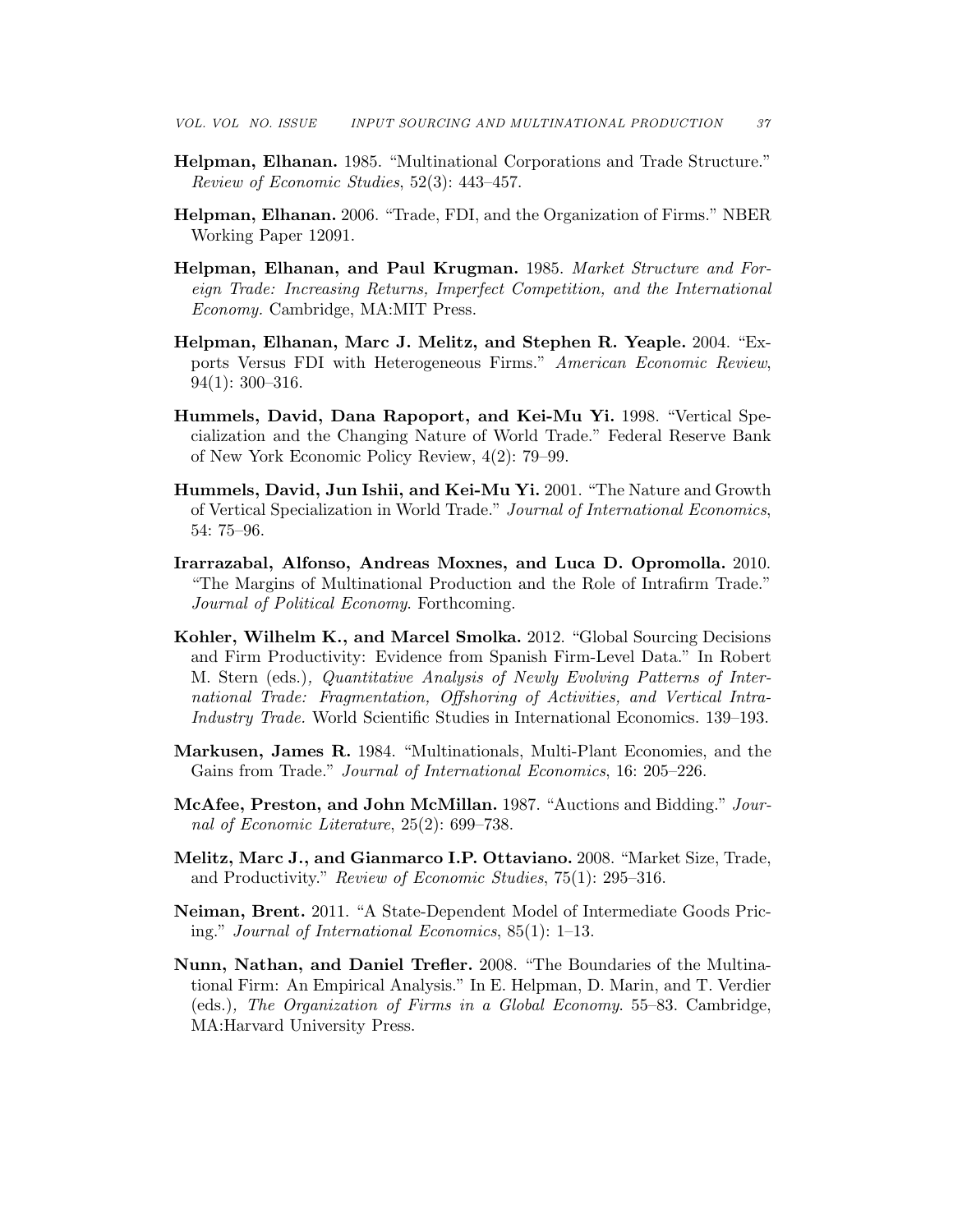**Helpman, Elhanan.** 1985. "Multinational Corporations and Trade Structure." *Review of Economic Studies*, 52(3): 443–457.

**Helpman, Elhanan.** 2006. "Trade, FDI, and the Organization of Firms." NBER Working Paper 12091.

**Helpman, Elhanan, and Paul Krugman.** 1985. *Market Structure and Foreign Trade: Increasing Returns, Imperfect Competition, and the International Economy.* Cambridge, MA:MIT Press.

**Helpman, Elhanan, Marc J. Melitz, and Stephen R. Yeaple.** 2004. "Exports Versus FDI with Heterogeneous Firms." *American Economic Review*, 94(1): 300–316.

**Hummels, David, Dana Rapoport, and Kei-Mu Yi.** 1998. "Vertical Specialization and the Changing Nature of World Trade." Federal Reserve Bank of New York Economic Policy Review, 4(2): 79–99.

**Hummels, David, Jun Ishii, and Kei-Mu Yi.** 2001. "The Nature and Growth of Vertical Specialization in World Trade." *Journal of International Economics*, 54: 75–96.

**Irarrazabal, Alfonso, Andreas Moxnes, and Luca D. Opromolla.** 2010. "The Margins of Multinational Production and the Role of Intrafirm Trade." *Journal of Political Economy.* Forthcoming.

**Kohler, Wilhelm K., and Marcel Smolka.** 2012. "Global Sourcing Decisions and Firm Productivity: Evidence from Spanish Firm-Level Data." In Robert M. Stern (eds.)*, Quantitative Analysis of Newly Evolving Patterns of International Trade: Fragmentation, Offshoring of Activities, and Vertical Intra-Industry Trade.* World Scientific Studies in International Economics. 139–193.

**Markusen, James R.** 1984. "Multinationals, Multi-Plant Economies, and the Gains from Trade." *Journal of International Economics*, 16: 205–226.

**McAfee, Preston, and John McMillan.** 1987. "Auctions and Bidding." *Journal of Economic Literature*, 25(2): 699–738.

**Melitz, Marc J., and Gianmarco I.P. Ottaviano.** 2008. "Market Size, Trade, and Productivity." *Review of Economic Studies*, 75(1): 295–316.

**Neiman, Brent.** 2011. "A State-Dependent Model of Intermediate Goods Pricing." *Journal of International Economics*, 85(1): 1–13.

**Nunn, Nathan, and Daniel Trefler.** 2008. "The Boundaries of the Multinational Firm: An Empirical Analysis." In E. Helpman, D. Marin, and T. Verdier (eds.)*, The Organization of Firms in a Global Economy.* 55–83. Cambridge, MA:Harvard University Press.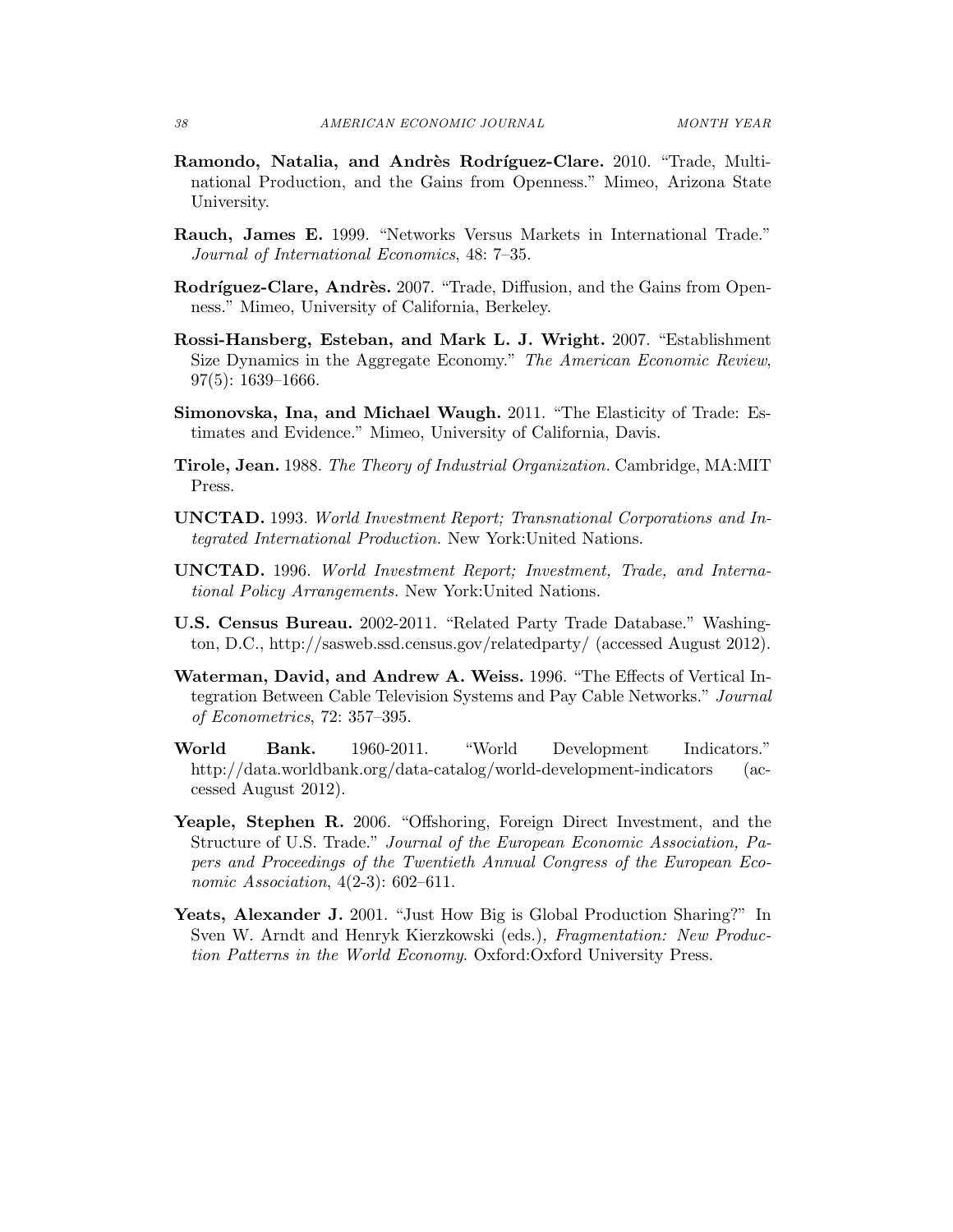**Ramondo, Natalia, and Andrès Rodríguez-Clare.** 2010. "Trade, Multinational Production, and the Gains from Openness." Mimeo, Arizona State University.

**Rauch, James E.** 1999. "Networks Versus Markets in International Trade." *Journal of International Economics*, 48: 7–35.

**Rodríguez-Clare, Andrès.** 2007. "Trade, Diffusion, and the Gains from Openness." Mimeo, University of California, Berkeley.

**Rossi-Hansberg, Esteban, and Mark L. J. Wright.** 2007. "Establishment Size Dynamics in the Aggregate Economy." *The American Economic Review*, 97(5): 1639–1666.

**Simonovska, Ina, and Michael Waugh.** 2011. "The Elasticity of Trade: Estimates and Evidence." Mimeo, University of California, Davis.

**Tirole, Jean.** 1988. *The Theory of Industrial Organization.* Cambridge, MA:MIT Press.

**UNCTAD.** 1993. *World Investment Report; Transnational Corporations and Integrated International Production.* New York:United Nations.

**UNCTAD.** 1996. *World Investment Report; Investment, Trade, and International Policy Arrangements.* New York:United Nations.

**U.S. Census Bureau.** 2002-2011. "Related Party Trade Database." Washington, D.C., http://sasweb.ssd.census.gov/relatedparty/ (accessed August 2012).

**Waterman, David, and Andrew A. Weiss.** 1996. "The Effects of Vertical Integration Between Cable Television Systems and Pay Cable Networks." *Journal of Econometrics*, 72: 357–395.

**World Bank.** 1960-2011. "World Development Indicators." http://data.worldbank.org/data-catalog/world-development-indicators (accessed August 2012).

**Yeaple, Stephen R.** 2006. "Offshoring, Foreign Direct Investment, and the Structure of U.S. Trade." *Journal of the European Economic Association, Papers and Proceedings of the Twentieth Annual Congress of the European Economic Association*, 4(2-3): 602–611.

**Yeats, Alexander J.** 2001. "Just How Big is Global Production Sharing?" In Sven W. Arndt and Henryk Kierzkowski (eds.)*, Fragmentation: New Production Patterns in the World Economy*. Oxford:Oxford University Press.